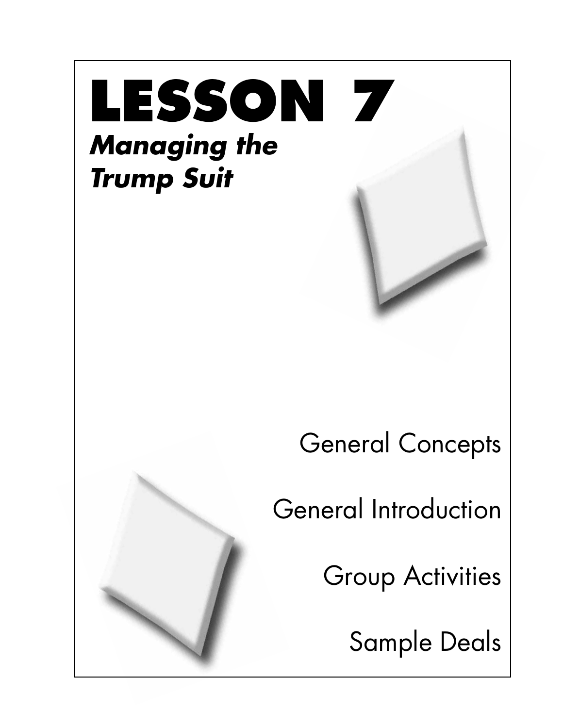# LESSON 7

## *Managing the Trump Suit*

General Concepts

General Introduction

Group Activities

Sample Deals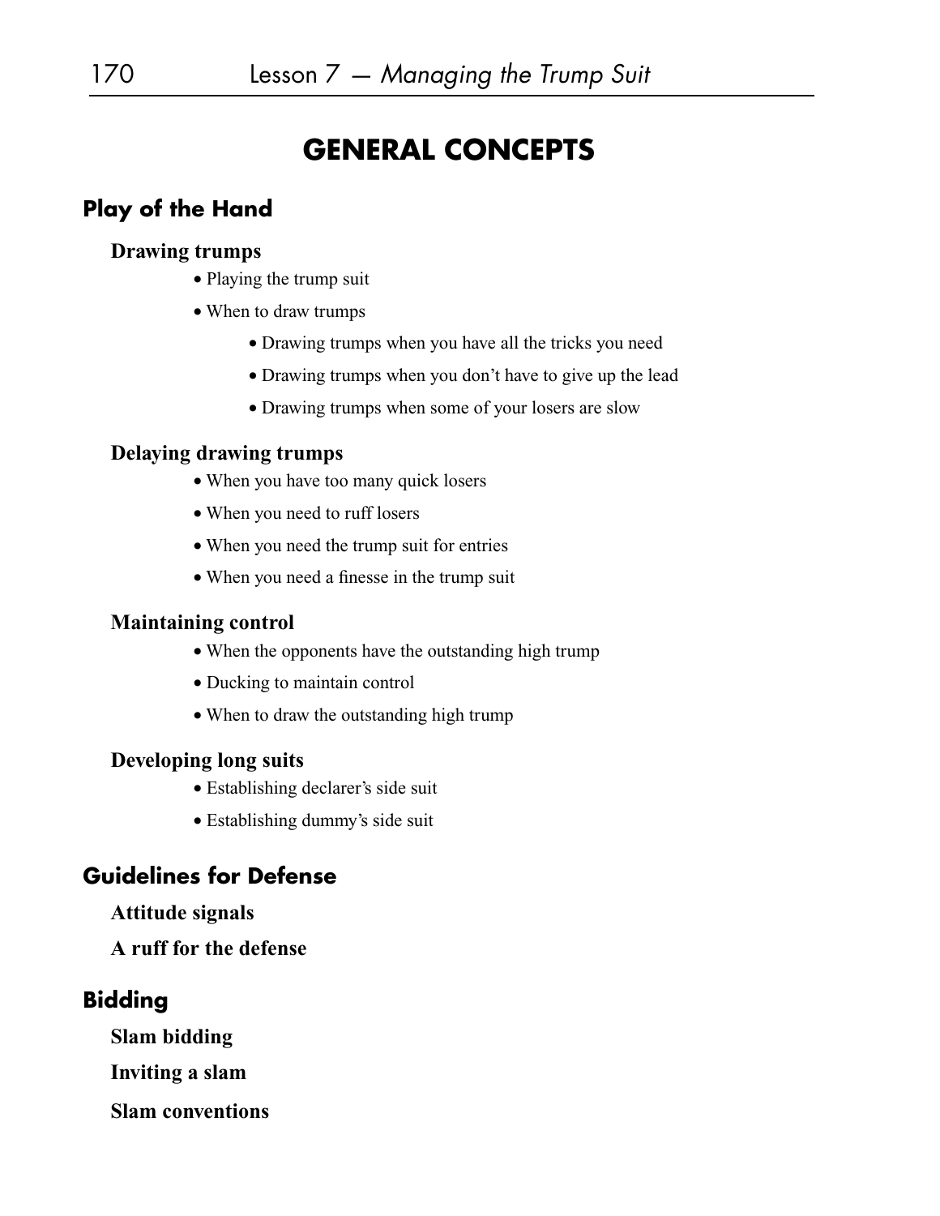# GENERAL CONCEPTS

## Play of the Hand

### Drawing trumps

- Playing the trump suit
- When to draw trumps
  - Drawing trumps when you have all the tricks you need
  - Drawing trumps when you don't have to give up the lead
  - Drawing trumps when some of your losers are slow

### Delaying drawing trumps

- When you have too many quick losers
- When you need to ruff losers
- When you need the trump suit for entries
- When you need a finesse in the trump suit

### Maintaining control

- When the opponents have the outstanding high trump
- Ducking to maintain control
- When to draw the outstanding high trump

### Developing long suits

- Establishing declarer's side suit
- Establishing dummy's side suit

## Guidelines for Defense

### Attitude signals

### A ruff for the defense

## Bidding

### Slam bidding

### Inviting a slam

### Slam conventions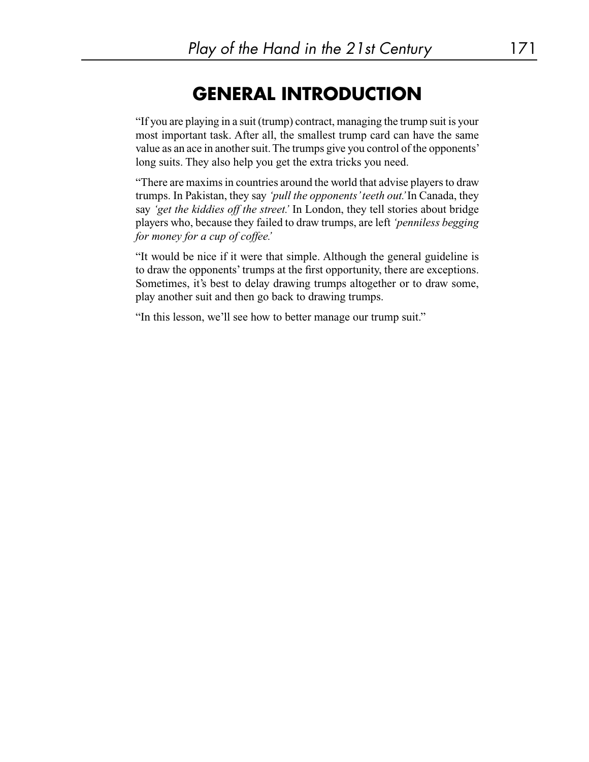# GENERAL INTRODUCTION

"If you are playing in a suit (trump) contract, managing the trump suit is your most important task. After all, the smallest trump card can have the same value as an ace in another suit. The trumps give you control of the opponents' long suits. They also help you get the extra tricks you need.

"There are maxims in countries around the world that advise players to draw trumps. In Pakistan, they say *'pull the opponents' teeth out.'* In Canada, they say *'get the kiddies off the street.'* In London, they tell stories about bridge players who, because they failed to draw trumps, are left *'penniless begging for money for a cup of coffee.'*

"It would be nice if it were that simple. Although the general guideline is to draw the opponents' trumps at the first opportunity, there are exceptions. Sometimes, it's best to delay drawing trumps altogether or to draw some, play another suit and then go back to drawing trumps.

"In this lesson, we'll see how to better manage our trump suit."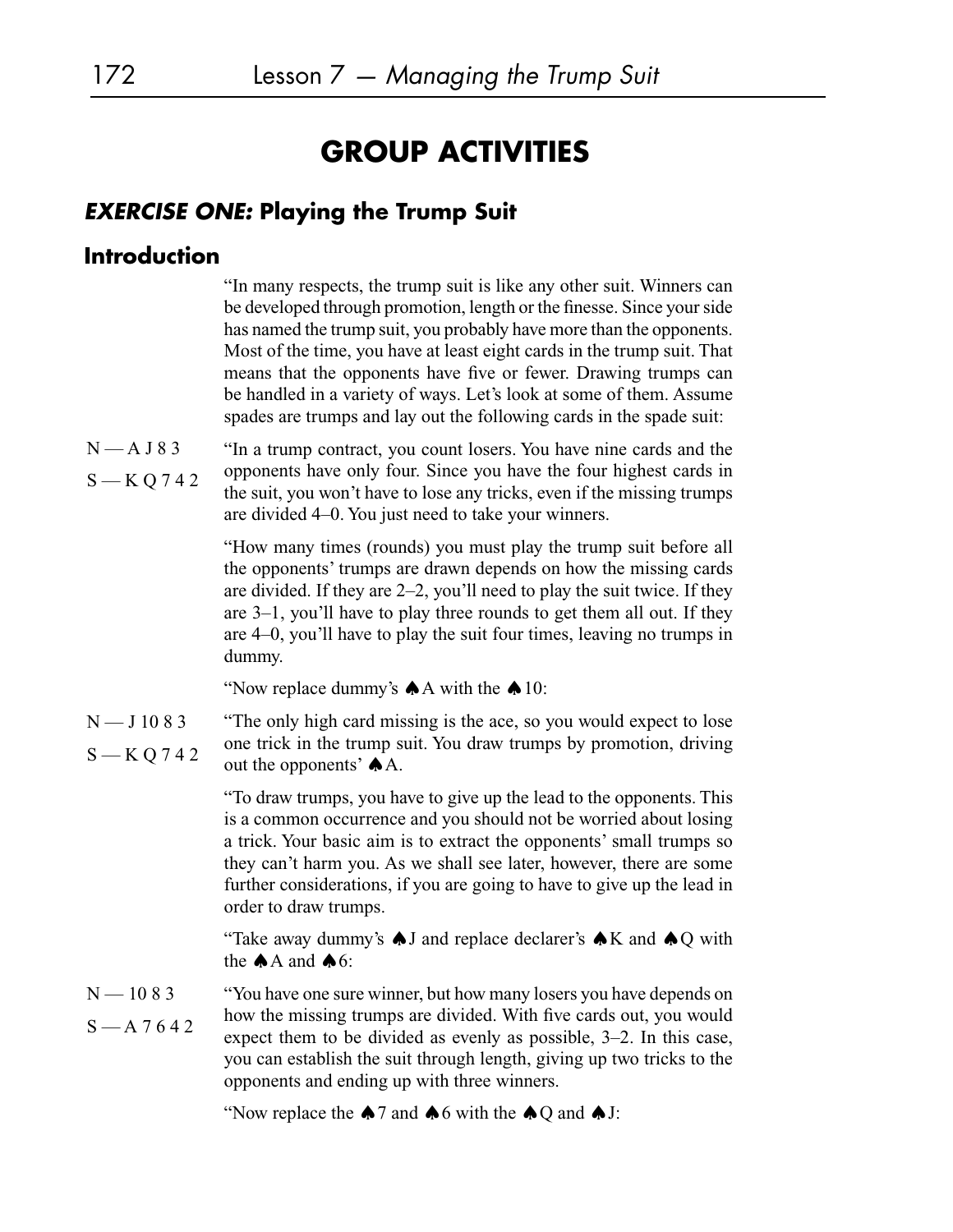# GROUP ACTIVITIES

## *EXERCISE ONE:* Playing the Trump Suit

### Introduction

"In many respects, the trump suit is like any other suit. Winners can be developed through promotion, length or the finesse. Since your side has named the trump suit, you probably have more than the opponents. Most of the time, you have at least eight cards in the trump suit. That means that the opponents have five or fewer. Drawing trumps can be handled in a variety of ways. Let's look at some of them. Assume spades are trumps and lay out the following cards in the spade suit:

N — A J 8 3
S — K Q 7 4 2

"In a trump contract, you count losers. You have nine cards and the opponents have only four. Since you have the four highest cards in the suit, you won't have to lose any tricks, even if the missing trumps are divided 4–0. You just need to take your winners.

"How many times (rounds) you must play the trump suit before all the opponents' trumps are drawn depends on how the missing cards are divided. If they are 2–2, you'll need to play the suit twice. If they are 3–1, you'll have to play three rounds to get them all out. If they are 4–0, you'll have to play the suit four times, leaving no trumps in dummy.

"Now replace dummy's ♠A with the ♠10:

N — J 10 8 3
S — K Q 7 4 2

"The only high card missing is the ace, so you would expect to lose one trick in the trump suit. You draw trumps by promotion, driving out the opponents' ♠A.

"To draw trumps, you have to give up the lead to the opponents. This is a common occurrence and you should not be worried about losing a trick. Your basic aim is to extract the opponents' small trumps so they can't harm you. As we shall see later, however, there are some further considerations, if you are going to have to give up the lead in order to draw trumps.

"Take away dummy's ♠J and replace declarer's ♠K and ♠Q with the ♠A and ♠6:

N — 10 8 3
S — A 7 6 4 2

"You have one sure winner, but how many losers you have depends on how the missing trumps are divided. With five cards out, you would expect them to be divided as evenly as possible, 3–2. In this case, you can establish the suit through length, giving up two tricks to the opponents and ending up with three winners.

"Now replace the ♠7 and ♠6 with the ♠Q and ♠J: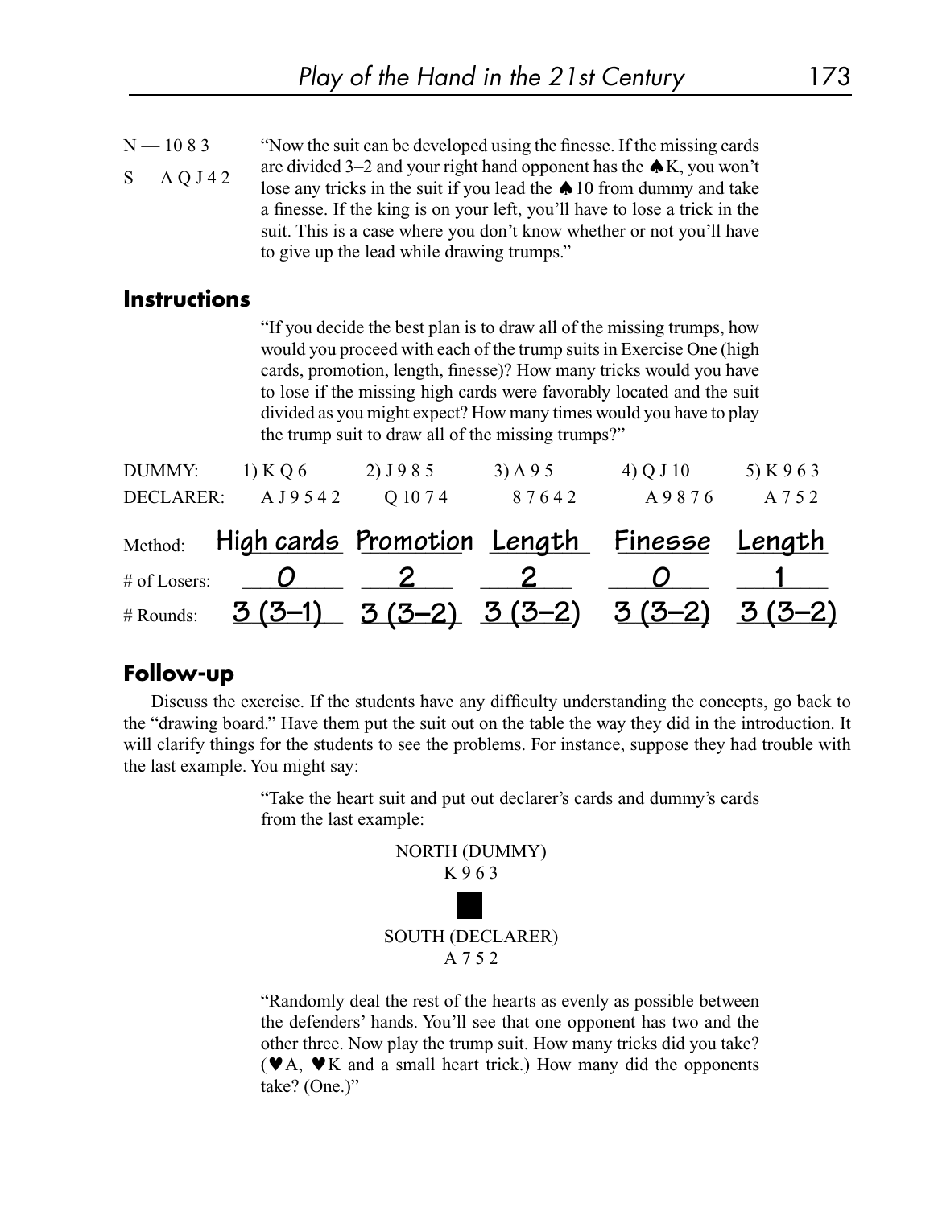N — 10 8 3

S — A Q J 4 2

"Now the suit can be developed using the finesse. If the missing cards are divided 3–2 and your right hand opponent has the ♠K, you won't lose any tricks in the suit if you lead the ♠10 from dummy and take a finesse. If the king is on your left, you'll have to lose a trick in the suit. This is a case where you don't know whether or not you'll have to give up the lead while drawing trumps."

## Instructions

"If you decide the best plan is to draw all of the missing trumps, how would you proceed with each of the trump suits in Exercise One (high cards, promotion, length, finesse)? How many tricks would you have to lose if the missing high cards were favorably located and the suit divided as you might expect? How many times would you have to play the trump suit to draw all of the missing trumps?"

| | 1) | 2) | 3) | 4) | 5) |
|---|---|---|---|---|---|
| DUMMY: | K Q 6 | J 9 8 5 | A 9 5 | Q J 10 | K 9 6 3 |
| DECLARER: | A J 9 5 4 2 | Q 10 7 4 | 8 7 6 4 2 | A 9 8 7 6 | A 7 5 2 |
| Method: | High cards | Promotion | Length | Finesse | Length |
| # of Losers: | 0 | 2 | 2 | 0 | 1 |
| # Rounds: | 3 (3–1) | 3 (3–2) | 3 (3–2) | 3 (3–2) | 3 (3–2) |

## Follow-up

Discuss the exercise. If the students have any difficulty understanding the concepts, go back to the "drawing board." Have them put the suit out on the table the way they did in the introduction. It will clarify things for the students to see the problems. For instance, suppose they had trouble with the last example. You might say:

"Take the heart suit and put out declarer's cards and dummy's cards from the last example:

NORTH (DUMMY)
K 9 6 3

SOUTH (DECLARER)
A 7 5 2

"Randomly deal the rest of the hearts as evenly as possible between the defenders' hands. You'll see that one opponent has two and the other three. Now play the trump suit. How many tricks did you take? (♥A, ♥K and a small heart trick.) How many did the opponents take? (One.)"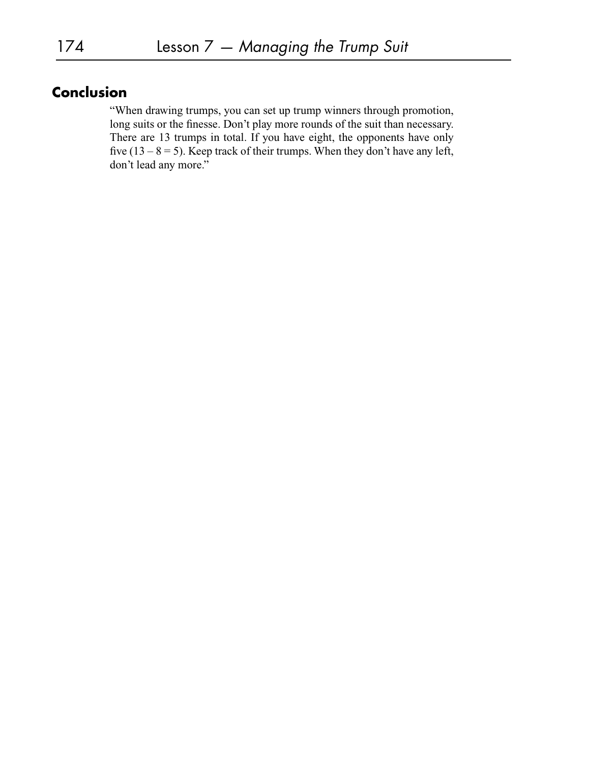## Conclusion

"When drawing trumps, you can set up trump winners through promotion, long suits or the finesse. Don't play more rounds of the suit than necessary. There are 13 trumps in total. If you have eight, the opponents have only five (13 – 8 = 5). Keep track of their trumps. When they don't have any left, don't lead any more."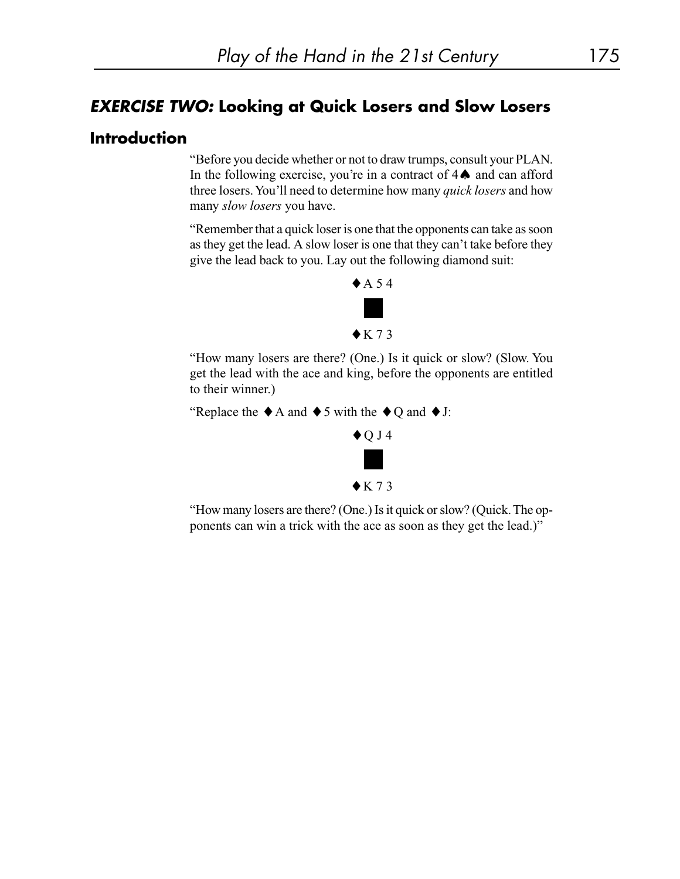## *EXERCISE TWO:* Looking at Quick Losers and Slow Losers

### Introduction

"Before you decide whether or not to draw trumps, consult your PLAN. In the following exercise, you're in a contract of 4♠ and can afford three losers. You'll need to determine how many *quick losers* and how many *slow losers* you have.

"Remember that a quick loser is one that the opponents can take as soon as they get the lead. A slow loser is one that they can't take before they give the lead back to you. Lay out the following diamond suit:

♦A 5 4

♦K 7 3

"How many losers are there? (One.) Is it quick or slow? (Slow. You get the lead with the ace and king, before the opponents are entitled to their winner.)

"Replace the ♦A and ♦5 with the ♦Q and ♦J:

♦Q J 4

♦K 7 3

"How many losers are there? (One.) Is it quick or slow? (Quick. The opponents can win a trick with the ace as soon as they get the lead.)"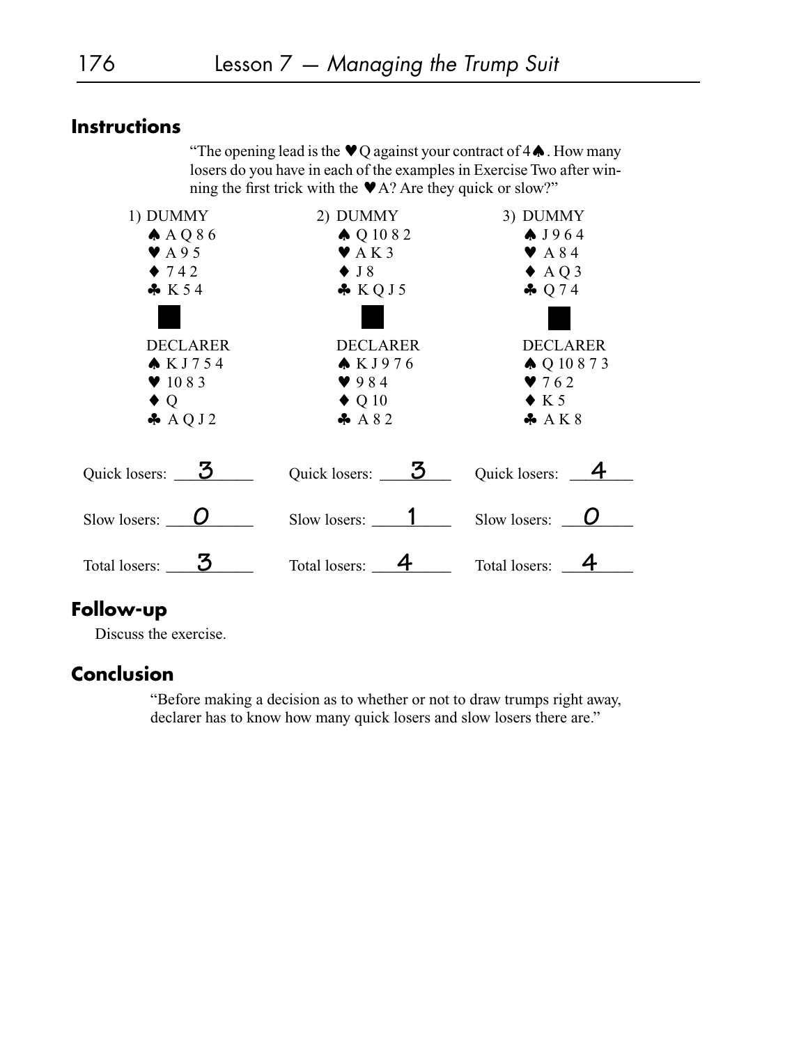## Instructions

"The opening lead is the ♥Q against your contract of 4♠. How many losers do you have in each of the examples in Exercise Two after winning the first trick with the ♥A? Are they quick or slow?"

**1)**

DUMMY
♠ A Q 8 6
♥ A 9 5
♦ 7 4 2
♣ K 5 4

DECLARER
♠ K J 7 5 4
♥ 10 8 3
♦ Q
♣ A Q J 2

Quick losers: 3

Slow losers: 0

Total losers: 3

**2)**

DUMMY
♠ Q 10 8 2
♥ A K 3
♦ J 8
♣ K Q J 5

DECLARER
♠ K J 9 7 6
♥ 9 8 4
♦ Q 10
♣ A 8 2

Quick losers: 3

Slow losers: 1

Total losers: 4

**3)**

DUMMY
♠ J 9 6 4
♥ A 8 4
♦ A Q 3
♣ Q 7 4

DECLARER
♠ Q 10 8 7 3
♥ 7 6 2
♦ K 5
♣ A K 8

Quick losers: 4

Slow losers: 0

Total losers: 4

## Follow-up

Discuss the exercise.

## Conclusion

"Before making a decision as to whether or not to draw trumps right away, declarer has to know how many quick losers and slow losers there are."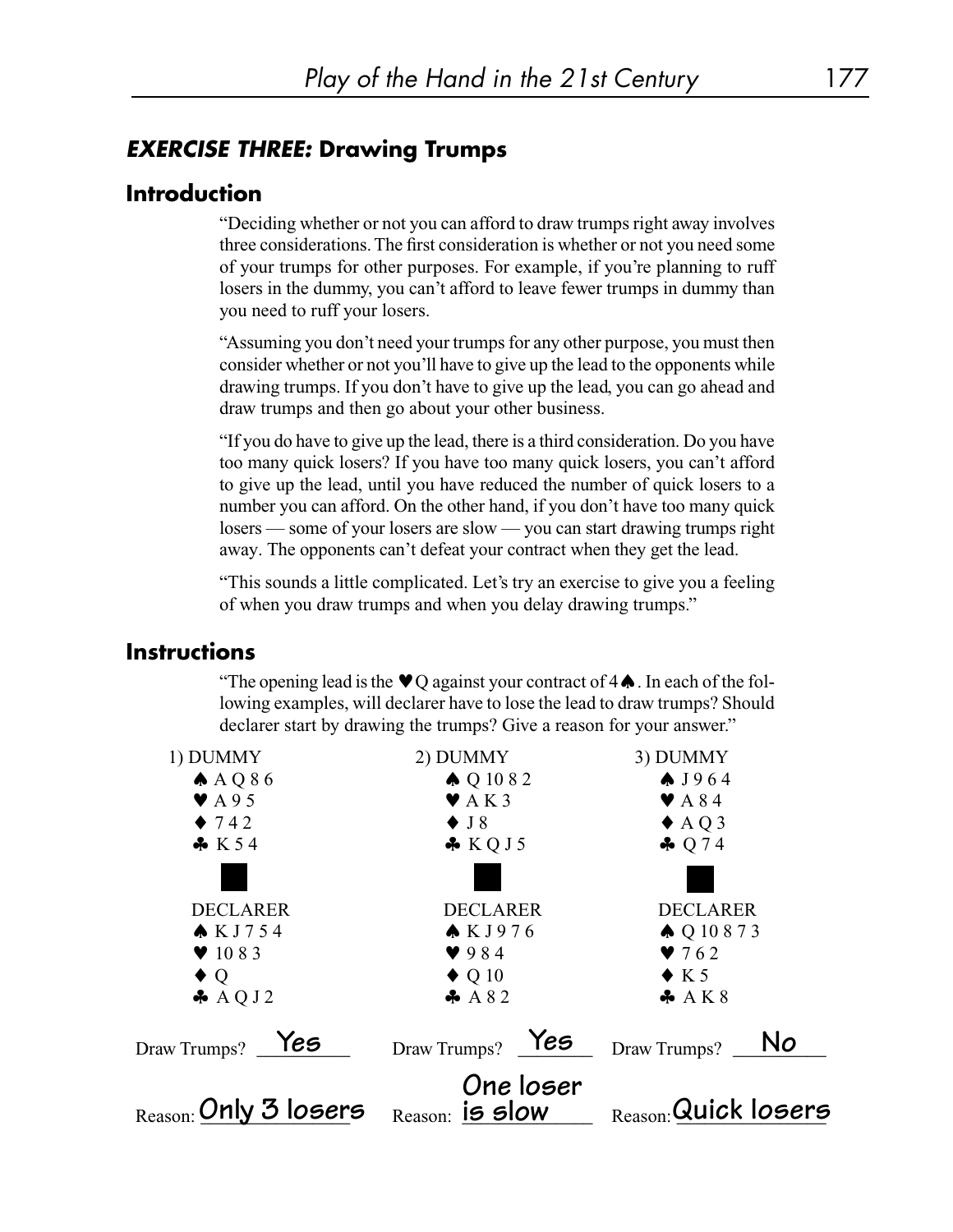## *EXERCISE THREE:* Drawing Trumps

### Introduction

"Deciding whether or not you can afford to draw trumps right away involves three considerations. The first consideration is whether or not you need some of your trumps for other purposes. For example, if you're planning to ruff losers in the dummy, you can't afford to leave fewer trumps in dummy than you need to ruff your losers.

"Assuming you don't need your trumps for any other purpose, you must then consider whether or not you'll have to give up the lead to the opponents while drawing trumps. If you don't have to give up the lead, you can go ahead and draw trumps and then go about your other business.

"If you do have to give up the lead, there is a third consideration. Do you have too many quick losers? If you have too many quick losers, you can't afford to give up the lead, until you have reduced the number of quick losers to a number you can afford. On the other hand, if you don't have too many quick losers — some of your losers are slow — you can start drawing trumps right away. The opponents can't defeat your contract when they get the lead.

"This sounds a little complicated. Let's try an exercise to give you a feeling of when you draw trumps and when you delay drawing trumps."

### Instructions

"The opening lead is the ♥Q against your contract of 4♠. In each of the following examples, will declarer have to lose the lead to draw trumps? Should declarer start by drawing the trumps? Give a reason for your answer."

| 1) DUMMY | 2) DUMMY | 3) DUMMY |
|---|---|---|
| ♠ A Q 8 6 | ♠ Q 10 8 2 | ♠ J 9 6 4 |
| ♥ A 9 5 | ♥ A K 3 | ♥ A 8 4 |
| ♦ 7 4 2 | ♦ J 8 | ♦ A Q 3 |
| ♣ K 5 4 | ♣ K Q J 5 | ♣ Q 7 4 |
| DECLARER | DECLARER | DECLARER |
| ♠ K J 7 5 4 | ♠ K J 9 7 6 | ♠ Q 10 8 7 3 |
| ♥ 10 8 3 | ♥ 9 8 4 | ♥ 7 6 2 |
| ♦ Q | ♦ Q 10 | ♦ K 5 |
| ♣ A Q J 2 | ♣ A 8 2 | ♣ A K 8 |
| Draw Trumps? Yes | Draw Trumps? Yes | Draw Trumps? No |
| Reason: Only 3 losers | Reason: One loser is slow | Reason: Quick losers |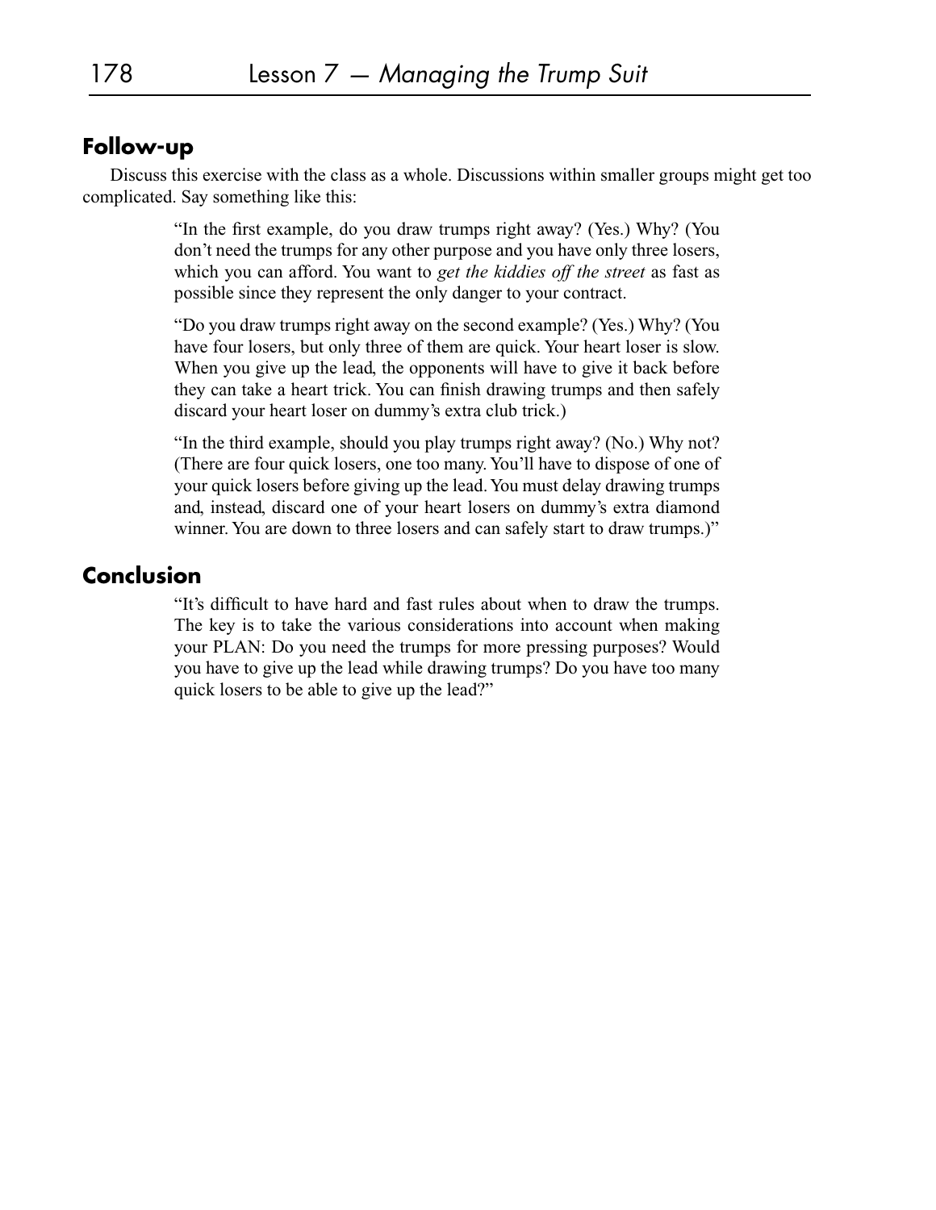## Follow-up

Discuss this exercise with the class as a whole. Discussions within smaller groups might get too complicated. Say something like this:

> "In the first example, do you draw trumps right away? (Yes.) Why? (You don't need the trumps for any other purpose and you have only three losers, which you can afford. You want to *get the kiddies off the street* as fast as possible since they represent the only danger to your contract.
>
> "Do you draw trumps right away on the second example? (Yes.) Why? (You have four losers, but only three of them are quick. Your heart loser is slow. When you give up the lead, the opponents will have to give it back before they can take a heart trick. You can finish drawing trumps and then safely discard your heart loser on dummy's extra club trick.)
>
> "In the third example, should you play trumps right away? (No.) Why not? (There are four quick losers, one too many. You'll have to dispose of one of your quick losers before giving up the lead. You must delay drawing trumps and, instead, discard one of your heart losers on dummy's extra diamond winner. You are down to three losers and can safely start to draw trumps.)"

## Conclusion

> "It's difficult to have hard and fast rules about when to draw the trumps. The key is to take the various considerations into account when making your PLAN: Do you need the trumps for more pressing purposes? Would you have to give up the lead while drawing trumps? Do you have too many quick losers to be able to give up the lead?"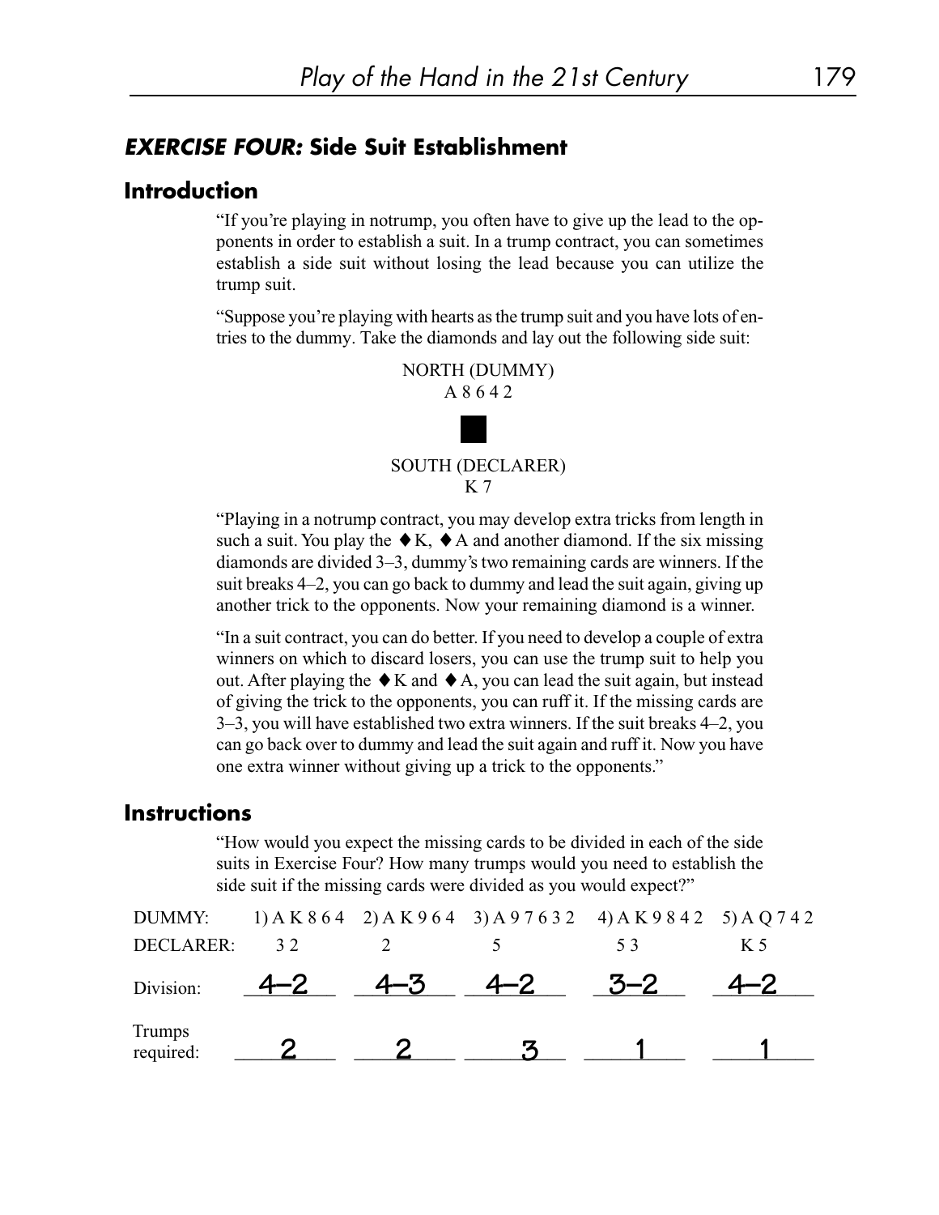## *EXERCISE FOUR:* Side Suit Establishment

### Introduction

"If you're playing in notrump, you often have to give up the lead to the opponents in order to establish a suit. In a trump contract, you can sometimes establish a side suit without losing the lead because you can utilize the trump suit.

"Suppose you're playing with hearts as the trump suit and you have lots of entries to the dummy. Take the diamonds and lay out the following side suit:

NORTH (DUMMY)
A 8 6 4 2

SOUTH (DECLARER)
K 7

"Playing in a notrump contract, you may develop extra tricks from length in such a suit. You play the ♦K, ♦A and another diamond. If the six missing diamonds are divided 3–3, dummy's two remaining cards are winners. If the suit breaks 4–2, you can go back to dummy and lead the suit again, giving up another trick to the opponents. Now your remaining diamond is a winner.

"In a suit contract, you can do better. If you need to develop a couple of extra winners on which to discard losers, you can use the trump suit to help you out. After playing the ♦K and ♦A, you can lead the suit again, but instead of giving the trick to the opponents, you can ruff it. If the missing cards are 3–3, you will have established two extra winners. If the suit breaks 4–2, you can go back over to dummy and lead the suit again and ruff it. Now you have one extra winner without giving up a trick to the opponents."

### Instructions

"How would you expect the missing cards to be divided in each of the side suits in Exercise Four? How many trumps would you need to establish the side suit if the missing cards were divided as you would expect?"

| | | | | | |
|---|---|---|---|---|---|
| DUMMY: | 1) A K 8 6 4 | 2) A K 9 6 4 | 3) A 9 7 6 3 2 | 4) A K 9 8 4 2 | 5) A Q 7 4 2 |
| DECLARER: | 3 2 | 2 | 5 | 5 3 | K 5 |
| Division: | 4–2 | 4–3 | 4–2 | 3–2 | 4–2 |
| Trumps required: | 2 | 2 | 3 | 1 | 1 |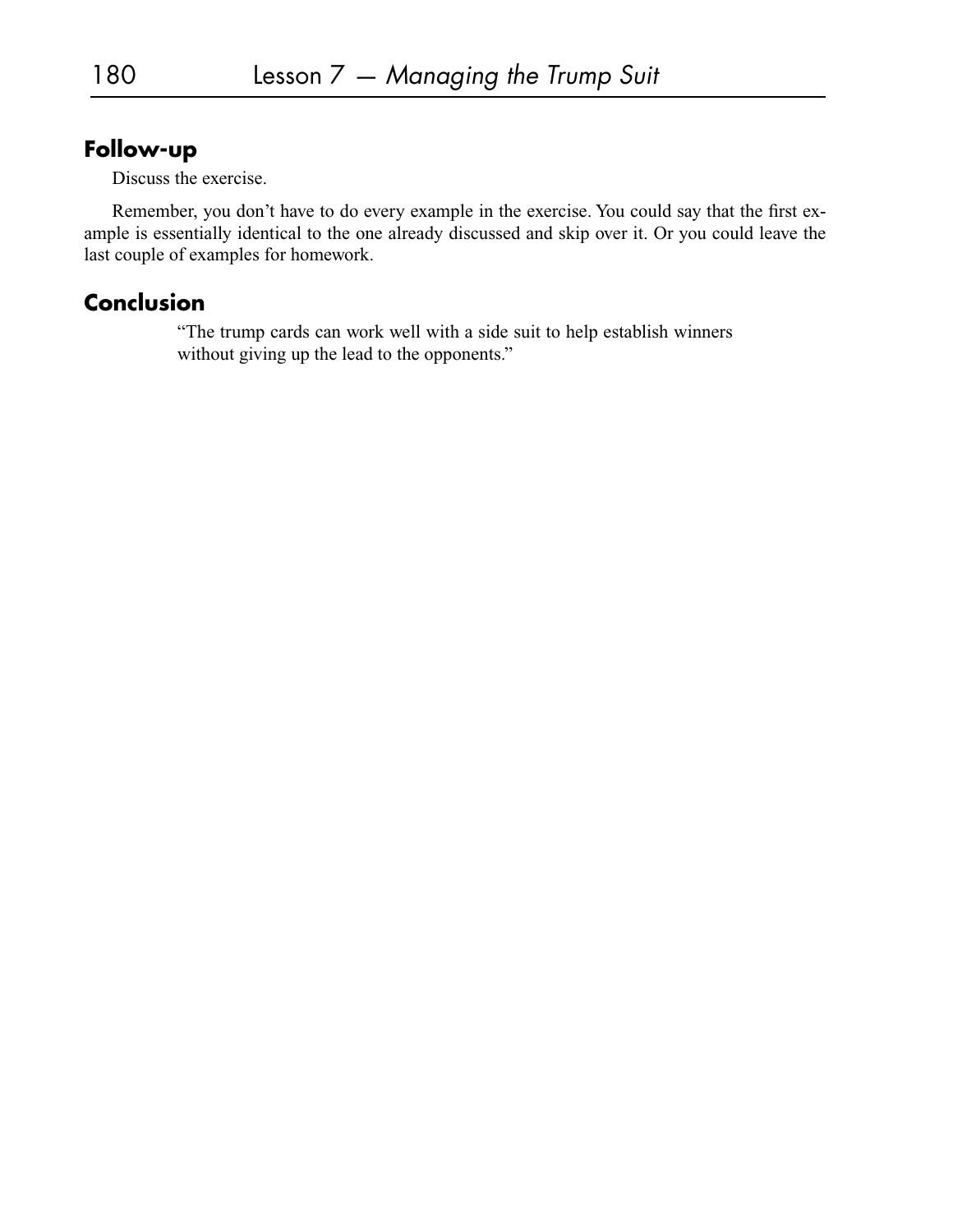## Follow-up

Discuss the exercise.

Remember, you don't have to do every example in the exercise. You could say that the first example is essentially identical to the one already discussed and skip over it. Or you could leave the last couple of examples for homework.

## Conclusion

> "The trump cards can work well with a side suit to help establish winners without giving up the lead to the opponents."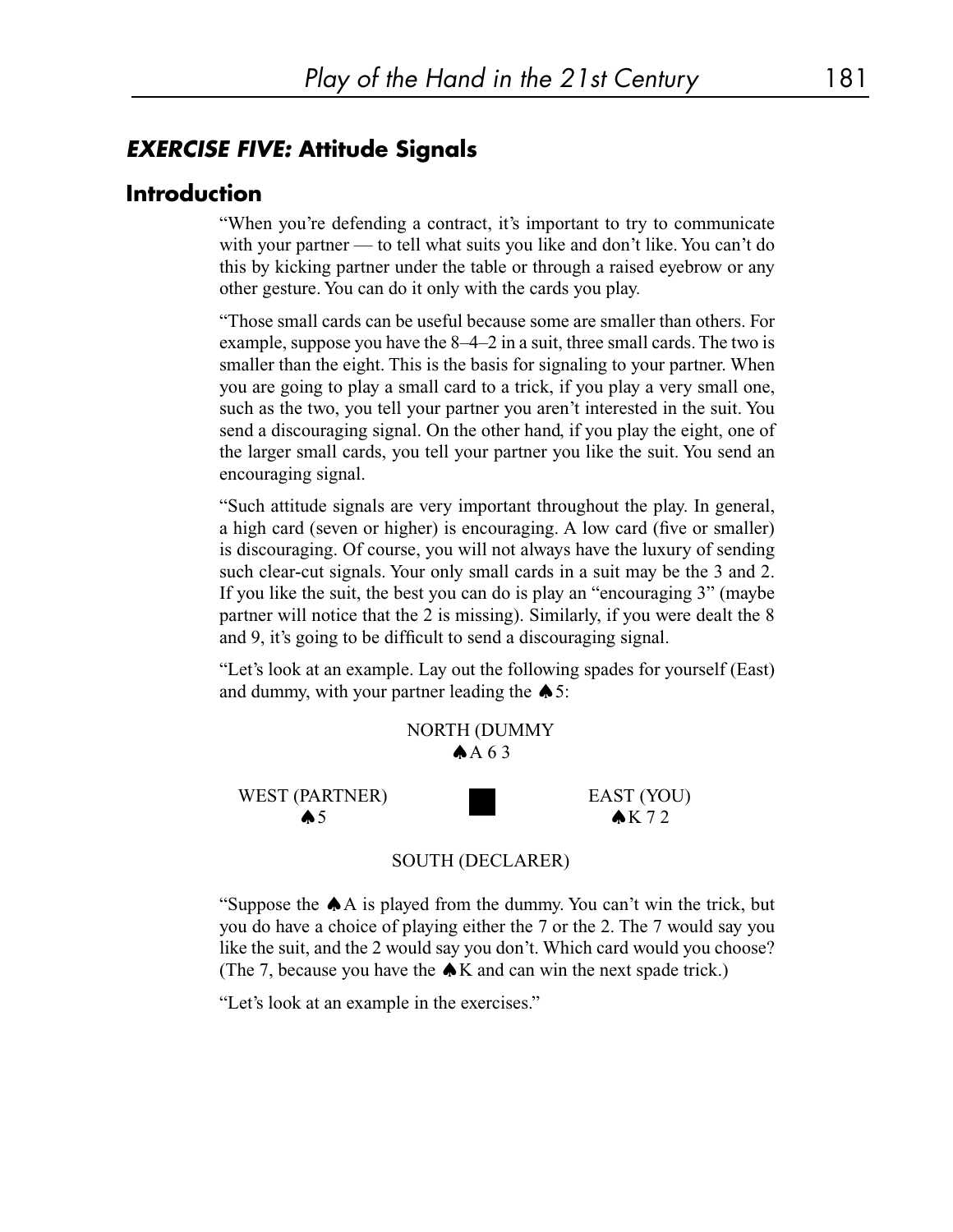## *EXERCISE FIVE:* Attitude Signals

### Introduction

"When you're defending a contract, it's important to try to communicate with your partner — to tell what suits you like and don't like. You can't do this by kicking partner under the table or through a raised eyebrow or any other gesture. You can do it only with the cards you play.

"Those small cards can be useful because some are smaller than others. For example, suppose you have the 8–4–2 in a suit, three small cards. The two is smaller than the eight. This is the basis for signaling to your partner. When you are going to play a small card to a trick, if you play a very small one, such as the two, you tell your partner you aren't interested in the suit. You send a discouraging signal. On the other hand, if you play the eight, one of the larger small cards, you tell your partner you like the suit. You send an encouraging signal.

"Such attitude signals are very important throughout the play. In general, a high card (seven or higher) is encouraging. A low card (five or smaller) is discouraging. Of course, you will not always have the luxury of sending such clear-cut signals. Your only small cards in a suit may be the 3 and 2. If you like the suit, the best you can do is play an "encouraging 3" (maybe partner will notice that the 2 is missing). Similarly, if you were dealt the 8 and 9, it's going to be difficult to send a discouraging signal.

"Let's look at an example. Lay out the following spades for yourself (East) and dummy, with your partner leading the ♠5:

NORTH (DUMMY
♠A 6 3

WEST (PARTNER)
♠5

EAST (YOU)
♠K 7 2

SOUTH (DECLARER)

"Suppose the ♠A is played from the dummy. You can't win the trick, but you do have a choice of playing either the 7 or the 2. The 7 would say you like the suit, and the 2 would say you don't. Which card would you choose? (The 7, because you have the ♠K and can win the next spade trick.)

"Let's look at an example in the exercises."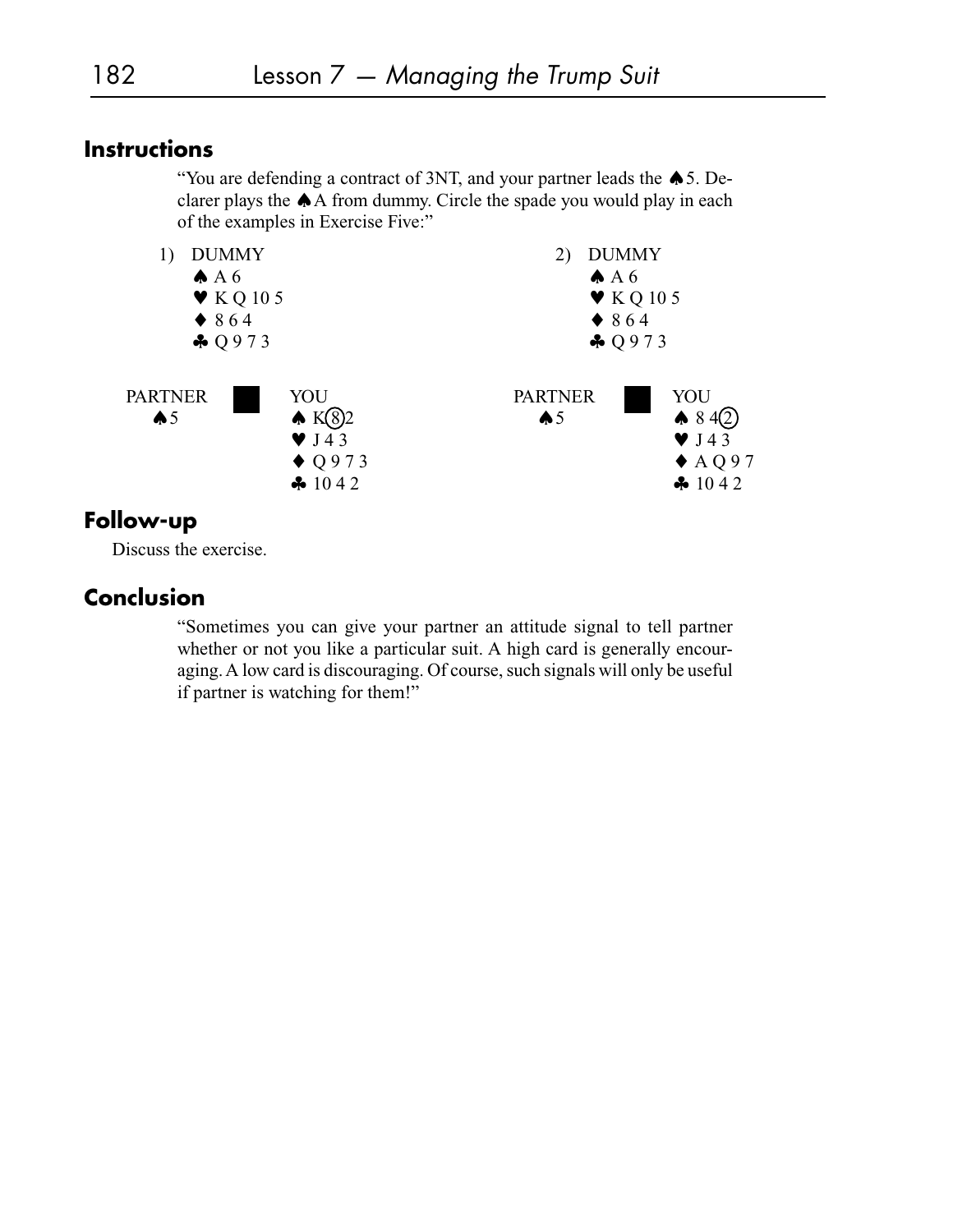## Instructions

"You are defending a contract of 3NT, and your partner leads the ♠5. Declarer plays the ♠A from dummy. Circle the spade you would play in each of the examples in Exercise Five:"

1) DUMMY
♠ A 6
♥ K Q 10 5
♦ 8 6 4
♣ Q 9 7 3

PARTNER
♠ 5

YOU
♠ K (8) 2
♥ J 4 3
♦ Q 9 7 3
♣ 10 4 2

2) DUMMY
♠ A 6
♥ K Q 10 5
♦ 8 6 4
♣ Q 9 7 3

PARTNER
♠ 5

YOU
♠ 8 4 (2)
♥ J 4 3
♦ A Q 9 7
♣ 10 4 2

## Follow-up

Discuss the exercise.

## Conclusion

"Sometimes you can give your partner an attitude signal to tell partner whether or not you like a particular suit. A high card is generally encouraging. A low card is discouraging. Of course, such signals will only be useful if partner is watching for them!"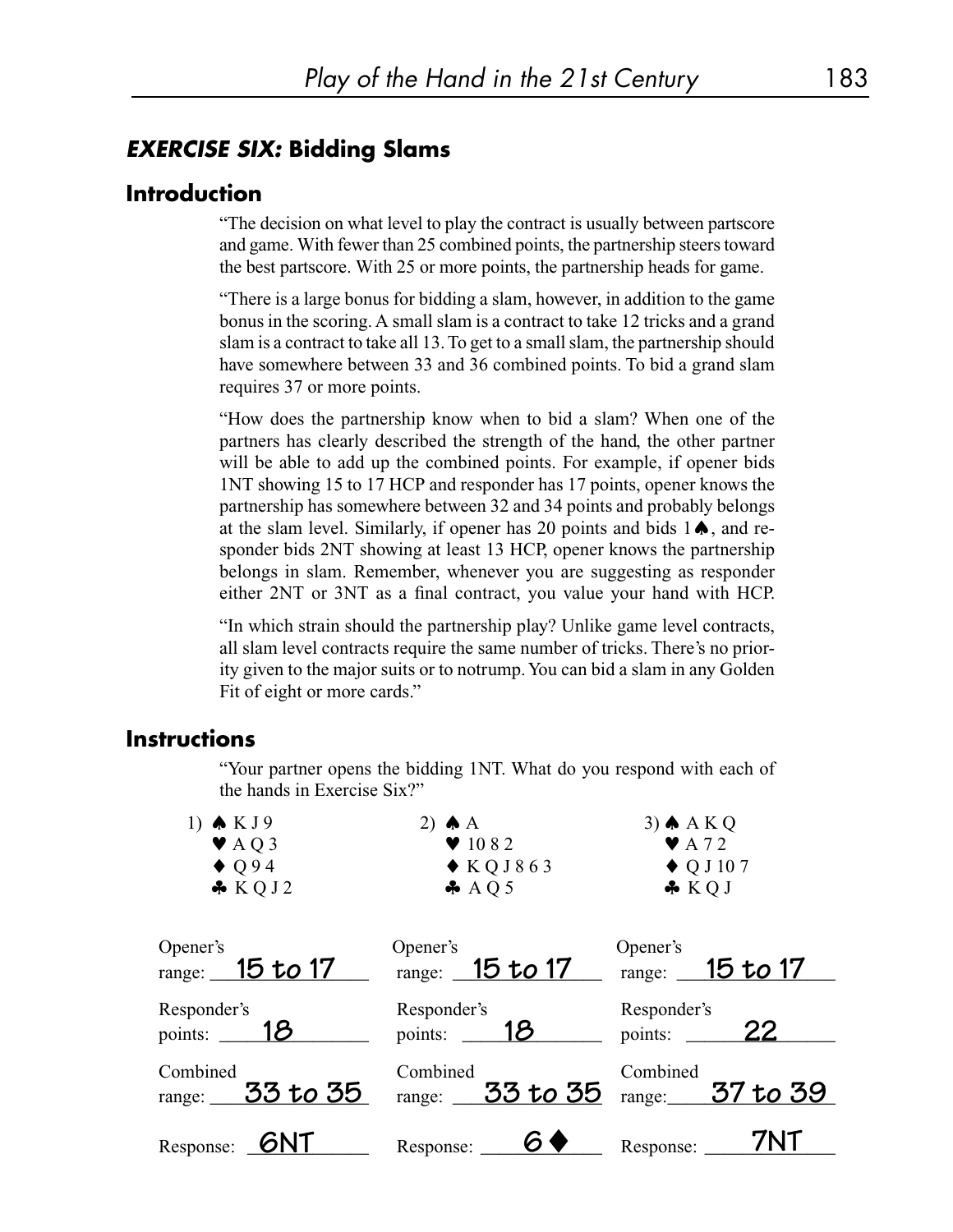## *EXERCISE SIX:* Bidding Slams

### Introduction

"The decision on what level to play the contract is usually between partscore and game. With fewer than 25 combined points, the partnership steers toward the best partscore. With 25 or more points, the partnership heads for game.

"There is a large bonus for bidding a slam, however, in addition to the game bonus in the scoring. A small slam is a contract to take 12 tricks and a grand slam is a contract to take all 13. To get to a small slam, the partnership should have somewhere between 33 and 36 combined points. To bid a grand slam requires 37 or more points.

"How does the partnership know when to bid a slam? When one of the partners has clearly described the strength of the hand, the other partner will be able to add up the combined points. For example, if opener bids 1NT showing 15 to 17 HCP and responder has 17 points, opener knows the partnership has somewhere between 32 and 34 points and probably belongs at the slam level. Similarly, if opener has 20 points and bids 1♠, and responder bids 2NT showing at least 13 HCP, opener knows the partnership belongs in slam. Remember, whenever you are suggesting as responder either 2NT or 3NT as a final contract, you value your hand with HCP.

"In which strain should the partnership play? Unlike game level contracts, all slam level contracts require the same number of tricks. There's no priority given to the major suits or to notrump. You can bid a slam in any Golden Fit of eight or more cards."

### Instructions

"Your partner opens the bidding 1NT. What do you respond with each of the hands in Exercise Six?"

| 1) | 2) | 3) |
|---|---|---|
| ♠ K J 9 | ♠ A | ♠ A K Q |
| ♥ A Q 3 | ♥ 10 8 2 | ♥ A 7 2 |
| ♦ Q 9 4 | ♦ K Q J 8 6 3 | ♦ Q J 10 7 |
| ♣ K Q J 2 | ♣ A Q 5 | ♣ K Q J |
| Opener's range: **15 to 17** | Opener's range: **15 to 17** | Opener's range: **15 to 17** |
| Responder's points: **18** | Responder's points: **18** | Responder's points: **22** |
| Combined range: **33 to 35** | Combined range: **33 to 35** | Combined range: **37 to 39** |
| Response: **6NT** | Response: **6♦** | Response: **7NT** |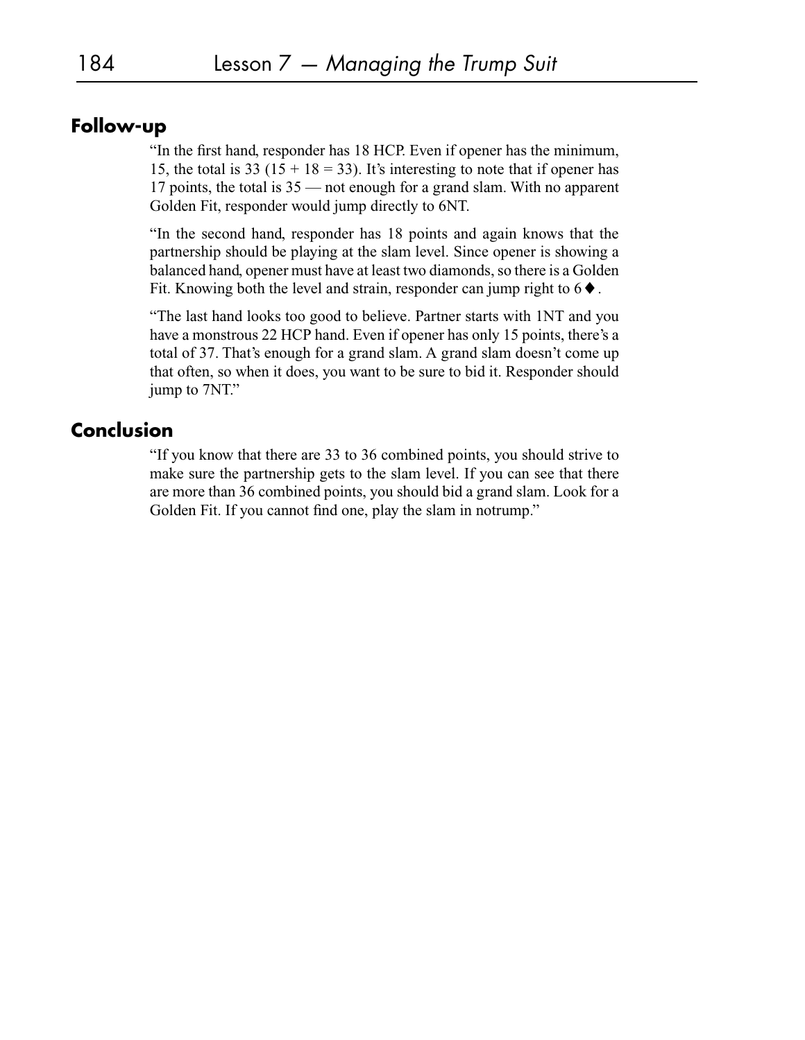## Follow-up

"In the first hand, responder has 18 HCP. Even if opener has the minimum, 15, the total is 33 (15 + 18 = 33). It's interesting to note that if opener has 17 points, the total is 35 — not enough for a grand slam. With no apparent Golden Fit, responder would jump directly to 6NT.

"In the second hand, responder has 18 points and again knows that the partnership should be playing at the slam level. Since opener is showing a balanced hand, opener must have at least two diamonds, so there is a Golden Fit. Knowing both the level and strain, responder can jump right to 6♦.

"The last hand looks too good to believe. Partner starts with 1NT and you have a monstrous 22 HCP hand. Even if opener has only 15 points, there's a total of 37. That's enough for a grand slam. A grand slam doesn't come up that often, so when it does, you want to be sure to bid it. Responder should jump to 7NT."

## Conclusion

"If you know that there are 33 to 36 combined points, you should strive to make sure the partnership gets to the slam level. If you can see that there are more than 36 combined points, you should bid a grand slam. Look for a Golden Fit. If you cannot find one, play the slam in notrump."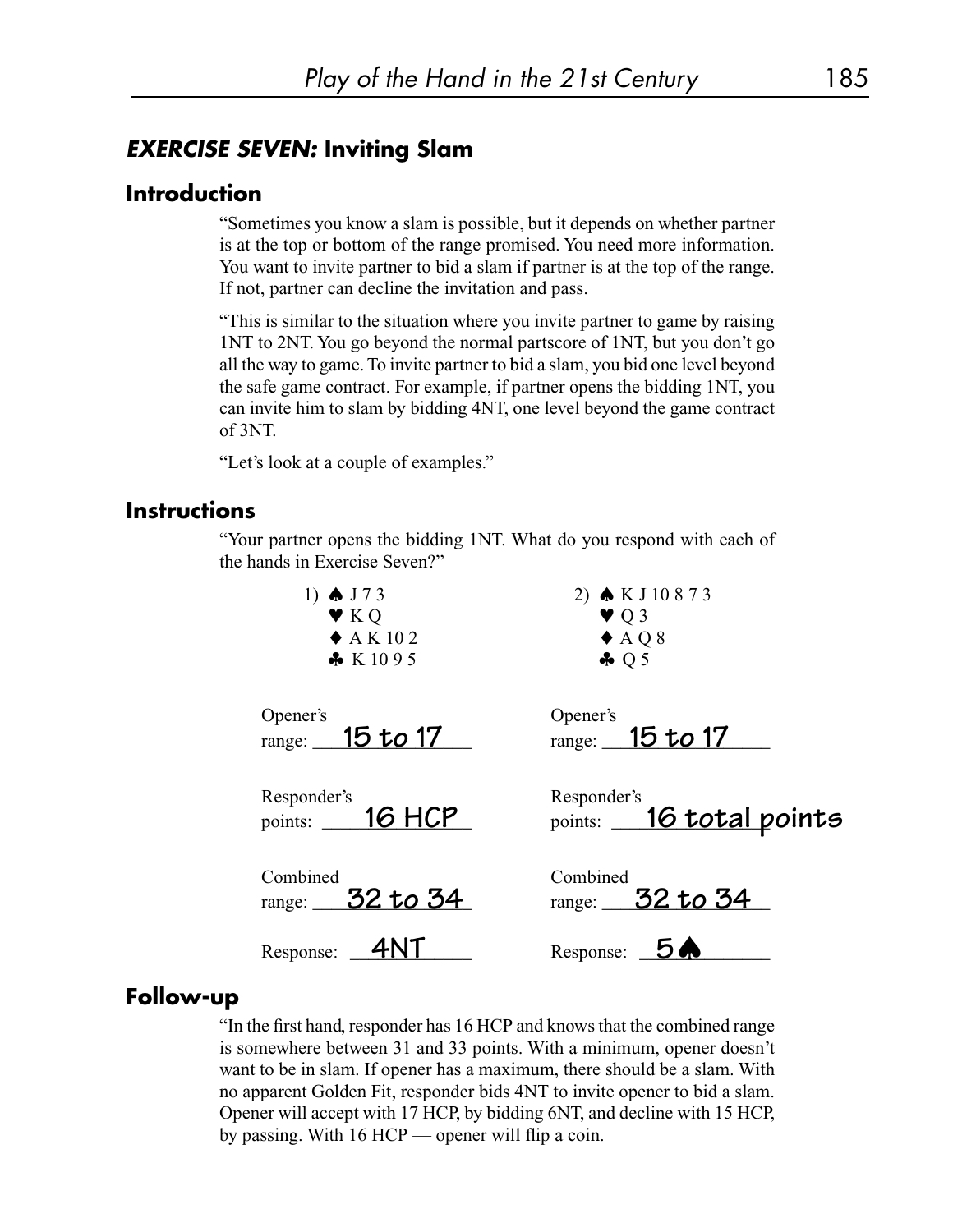## *EXERCISE SEVEN:* Inviting Slam

### Introduction

"Sometimes you know a slam is possible, but it depends on whether partner is at the top or bottom of the range promised. You need more information. You want to invite partner to bid a slam if partner is at the top of the range. If not, partner can decline the invitation and pass.

"This is similar to the situation where you invite partner to game by raising 1NT to 2NT. You go beyond the normal partscore of 1NT, but you don't go all the way to game. To invite partner to bid a slam, you bid one level beyond the safe game contract. For example, if partner opens the bidding 1NT, you can invite him to slam by bidding 4NT, one level beyond the game contract of 3NT.

"Let's look at a couple of examples."

### Instructions

"Your partner opens the bidding 1NT. What do you respond with each of the hands in Exercise Seven?"

1) ♠ J 7 3
♥ K Q
♦ A K 10 2
♣ K 10 9 5

Opener's range: 15 to 17

Responder's points: 16 HCP

Combined range: 32 to 34

Response: 4NT

2) ♠ K J 10 8 7 3
♥ Q 3
♦ A Q 8
♣ Q 5

Opener's range: 15 to 17

Responder's points: 16 total points

Combined range: 32 to 34

Response: 5♠

### Follow-up

"In the first hand, responder has 16 HCP and knows that the combined range is somewhere between 31 and 33 points. With a minimum, opener doesn't want to be in slam. If opener has a maximum, there should be a slam. With no apparent Golden Fit, responder bids 4NT to invite opener to bid a slam. Opener will accept with 17 HCP, by bidding 6NT, and decline with 15 HCP, by passing. With 16 HCP — opener will flip a coin.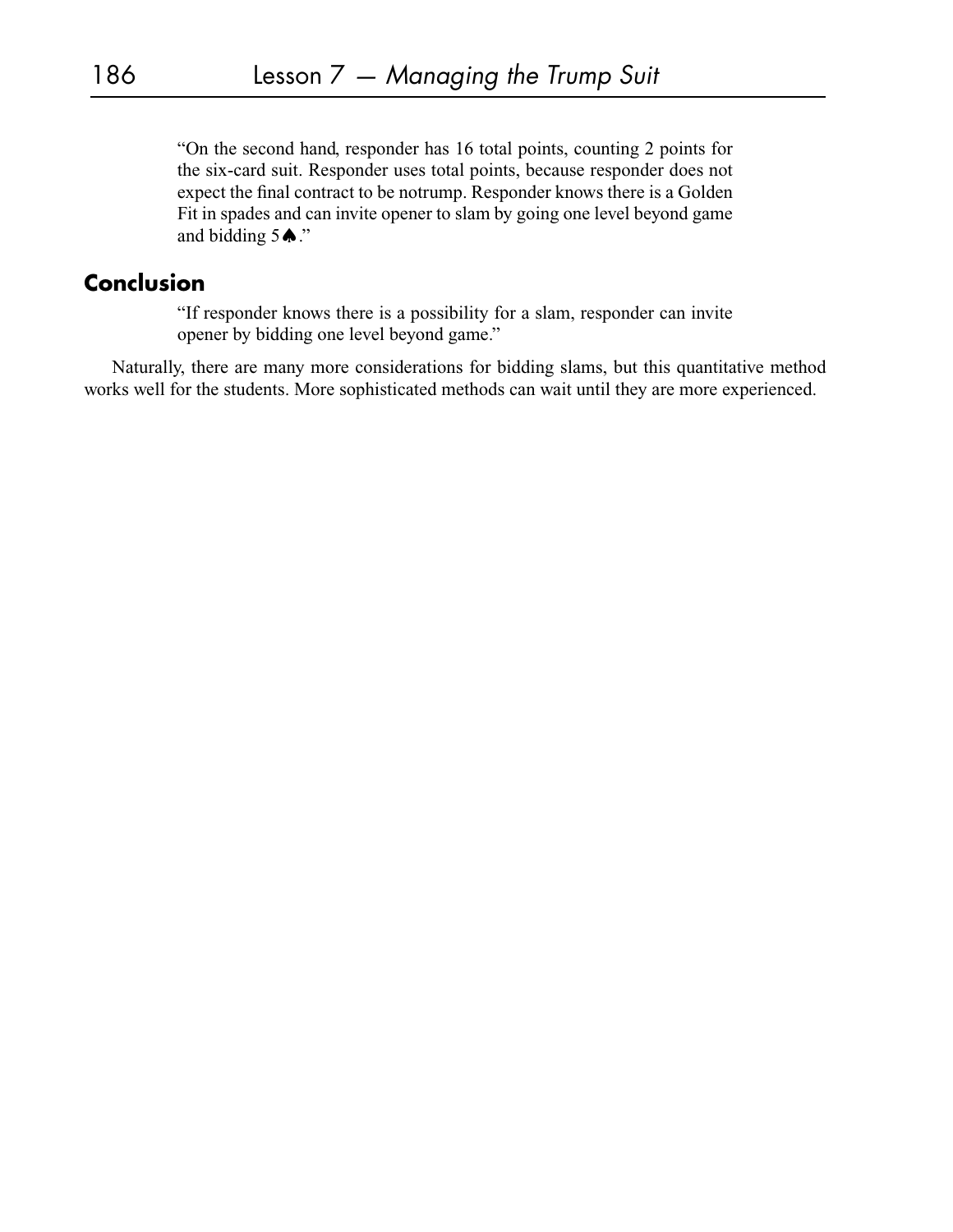"On the second hand, responder has 16 total points, counting 2 points for the six-card suit. Responder uses total points, because responder does not expect the final contract to be notrump. Responder knows there is a Golden Fit in spades and can invite opener to slam by going one level beyond game and bidding 5♠."

## Conclusion

"If responder knows there is a possibility for a slam, responder can invite opener by bidding one level beyond game."

Naturally, there are many more considerations for bidding slams, but this quantitative method works well for the students. More sophisticated methods can wait until they are more experienced.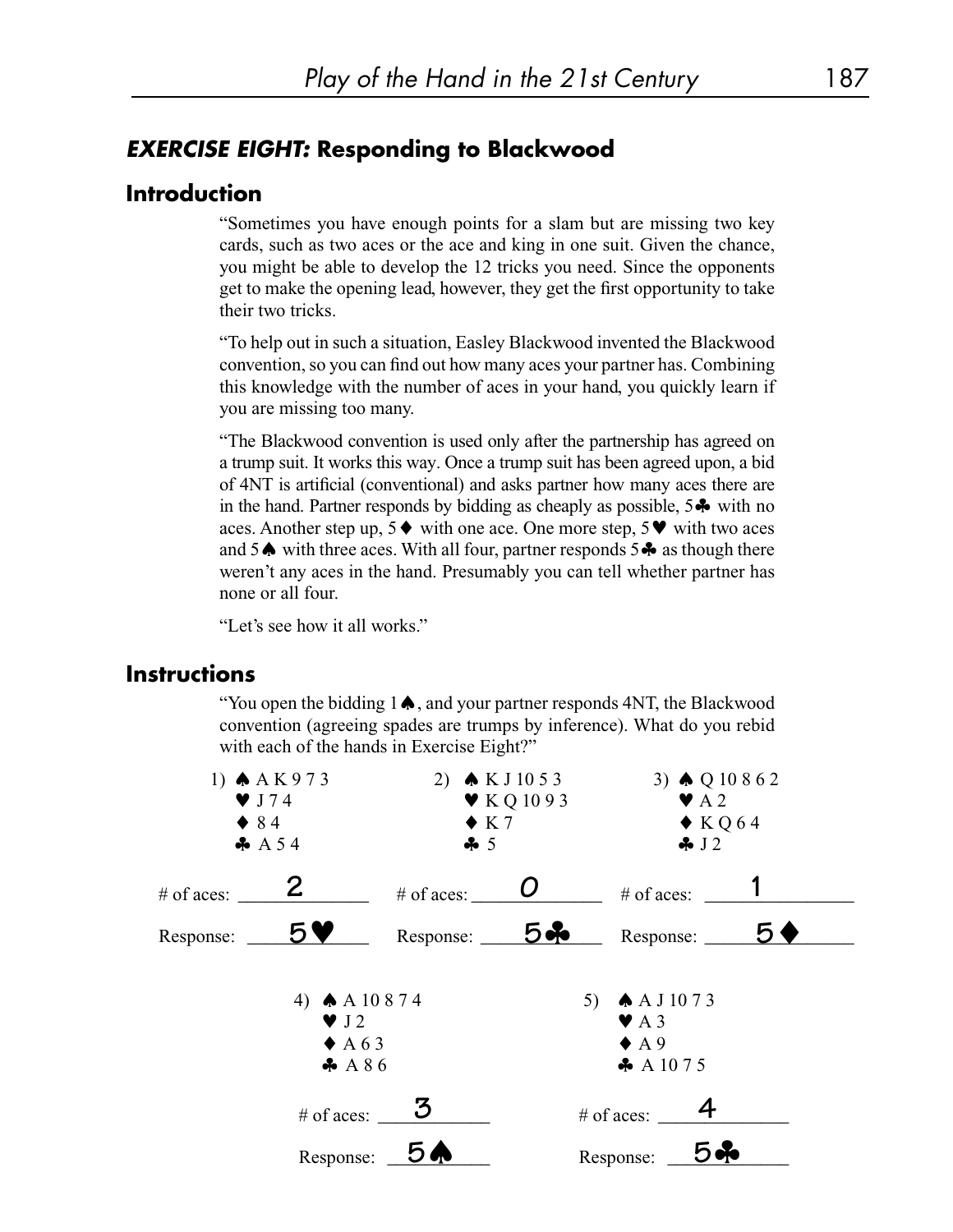## *EXERCISE EIGHT:* Responding to Blackwood

### Introduction

"Sometimes you have enough points for a slam but are missing two key cards, such as two aces or the ace and king in one suit. Given the chance, you might be able to develop the 12 tricks you need. Since the opponents get to make the opening lead, however, they get the first opportunity to take their two tricks.

"To help out in such a situation, Easley Blackwood invented the Blackwood convention, so you can find out how many aces your partner has. Combining this knowledge with the number of aces in your hand, you quickly learn if you are missing too many.

"The Blackwood convention is used only after the partnership has agreed on a trump suit. It works this way. Once a trump suit has been agreed upon, a bid of 4NT is artificial (conventional) and asks partner how many aces there are in the hand. Partner responds by bidding as cheaply as possible, 5♣ with no aces. Another step up, 5♦ with one ace. One more step, 5♥ with two aces and 5♠ with three aces. With all four, partner responds 5♣ as though there weren't any aces in the hand. Presumably you can tell whether partner has none or all four.

"Let's see how it all works."

### Instructions

"You open the bidding 1♠, and your partner responds 4NT, the Blackwood convention (agreeing spades are trumps by inference). What do you rebid with each of the hands in Exercise Eight?"

1) ♠ A K 9 7 3
♥ J 7 4
♦ 8 4
♣ A 5 4

\# of aces: 2

Response: 5♥

2) ♠ K J 10 5 3
♥ K Q 10 9 3
♦ K 7
♣ 5

\# of aces: 0

Response: 5♣

3) ♠ Q 10 8 6 2
♥ A 2
♦ K Q 6 4
♣ J 2

\# of aces: 1

Response: 5♦

4) ♠ A 10 8 7 4
♥ J 2
♦ A 6 3
♣ A 8 6

\# of aces: 3

Response: 5♠

5) ♠ A J 10 7 3
♥ A 3
♦ A 9
♣ A 10 7 5

\# of aces: 4

Response: 5♣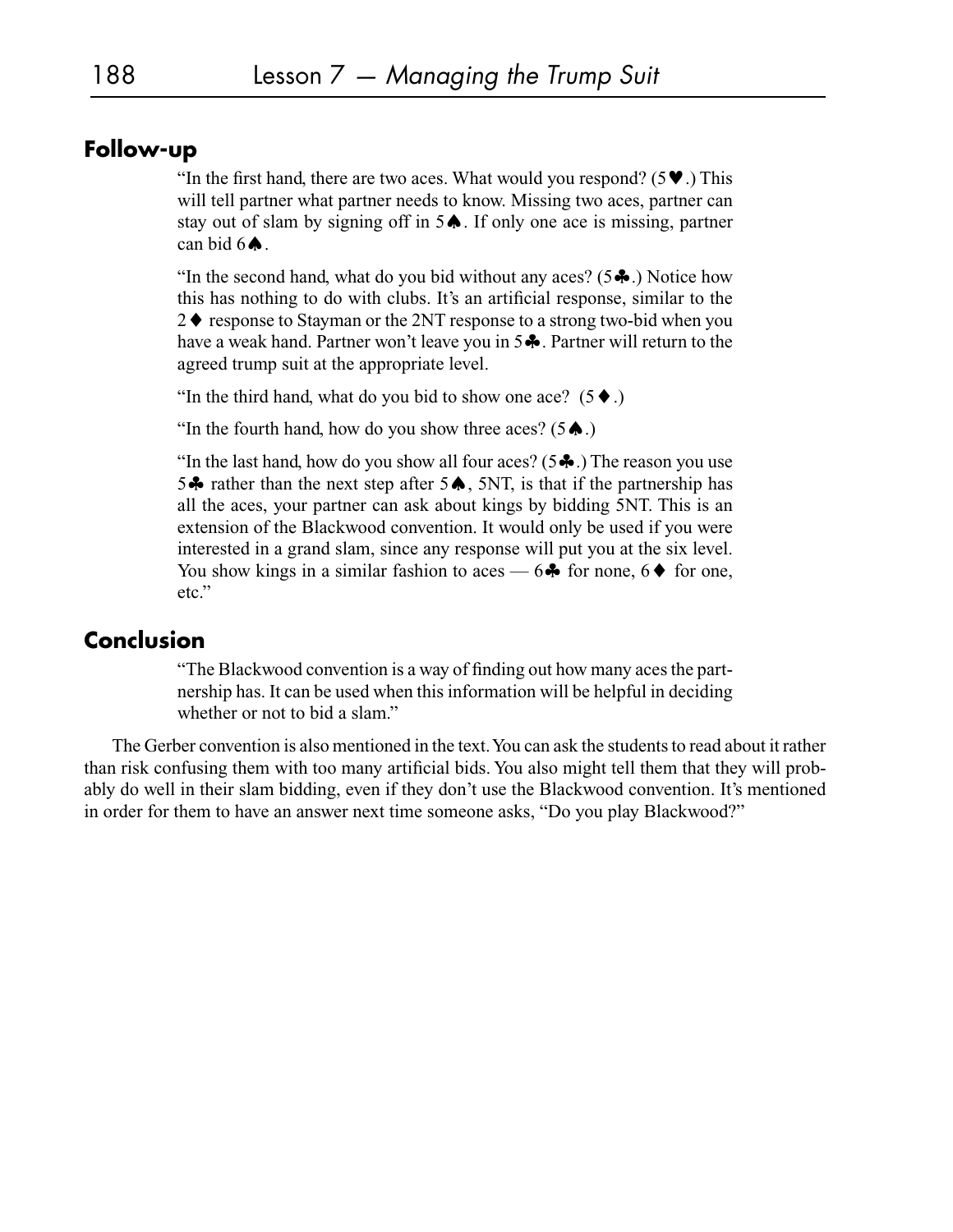## Follow-up

"In the first hand, there are two aces. What would you respond? (5♥.) This will tell partner what partner needs to know. Missing two aces, partner can stay out of slam by signing off in 5♠. If only one ace is missing, partner can bid 6♠.

"In the second hand, what do you bid without any aces? (5♣.) Notice how this has nothing to do with clubs. It's an artificial response, similar to the 2♦ response to Stayman or the 2NT response to a strong two-bid when you have a weak hand. Partner won't leave you in 5♣. Partner will return to the agreed trump suit at the appropriate level.

"In the third hand, what do you bid to show one ace? (5♦.)

"In the fourth hand, how do you show three aces? (5♠.)

"In the last hand, how do you show all four aces? (5♣.) The reason you use 5♣ rather than the next step after 5♠, 5NT, is that if the partnership has all the aces, your partner can ask about kings by bidding 5NT. This is an extension of the Blackwood convention. It would only be used if you were interested in a grand slam, since any response will put you at the six level. You show kings in a similar fashion to aces — 6♣ for none, 6♦ for one, etc."

## Conclusion

"The Blackwood convention is a way of finding out how many aces the partnership has. It can be used when this information will be helpful in deciding whether or not to bid a slam."

The Gerber convention is also mentioned in the text. You can ask the students to read about it rather than risk confusing them with too many artificial bids. You also might tell them that they will probably do well in their slam bidding, even if they don't use the Blackwood convention. It's mentioned in order for them to have an answer next time someone asks, "Do you play Blackwood?"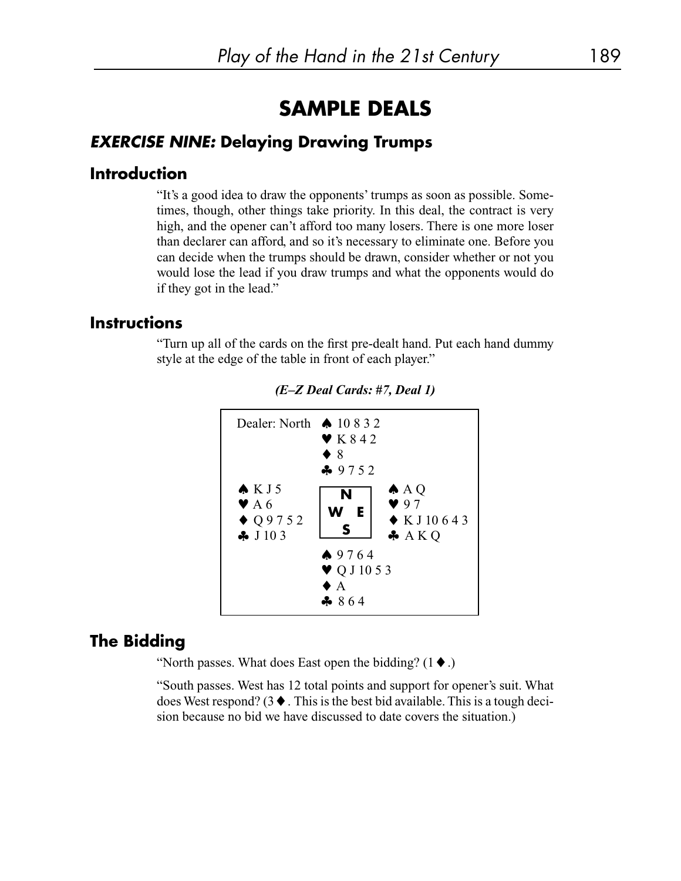# SAMPLE DEALS

## *EXERCISE NINE:* Delaying Drawing Trumps

### Introduction

"It's a good idea to draw the opponents' trumps as soon as possible. Sometimes, though, other things take priority. In this deal, the contract is very high, and the opener can't afford too many losers. There is one more loser than declarer can afford, and so it's necessary to eliminate one. Before you can decide when the trumps should be drawn, consider whether or not you would lose the lead if you draw trumps and what the opponents would do if they got in the lead."

### Instructions

"Turn up all of the cards on the first pre-dealt hand. Put each hand dummy style at the edge of the table in front of each player."

***(E–Z Deal Cards: #7, Deal 1)***

```
Dealer: North   ♠ 10 8 3 2
                ♥ K 8 4 2
                ♦ 8
                ♣ 9 7 5 2
♠ K J 5                      ♠ A Q
♥ A 6               N        ♥ 9 7
♦ Q 9 7 5 2       W   E      ♦ K J 10 6 4 3
♣ J 10 3            S        ♣ A K Q
                ♠ 9 7 6 4
                ♥ Q J 10 5 3
                ♦ A
                ♣ 8 6 4
```

### The Bidding

"North passes. What does East open the bidding? (1♦.)

"South passes. West has 12 total points and support for opener's suit. What does West respond? (3♦. This is the best bid available. This is a tough decision because no bid we have discussed to date covers the situation.)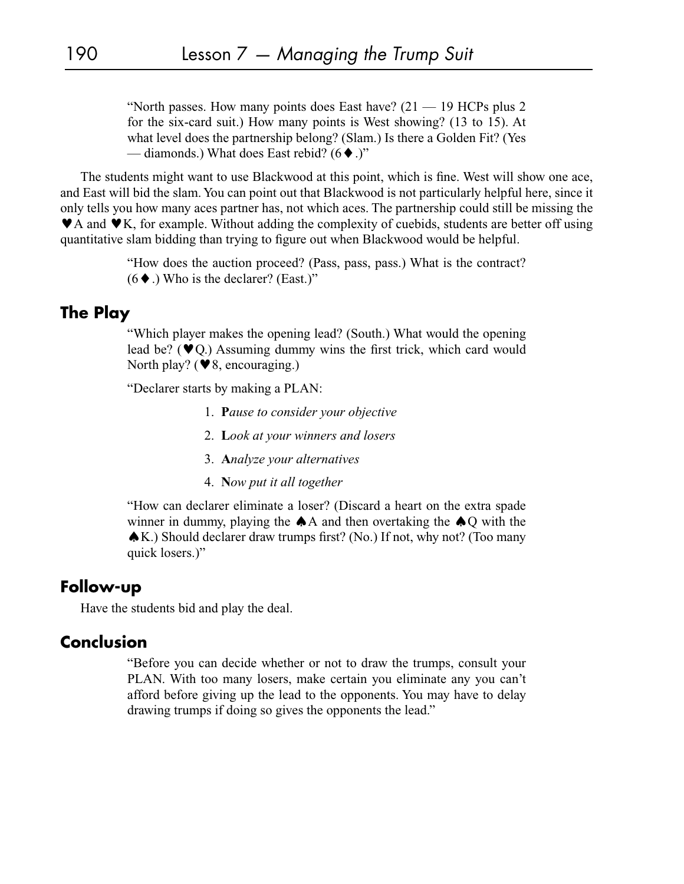"North passes. How many points does East have? (21 — 19 HCPs plus 2 for the six-card suit.) How many points is West showing? (13 to 15). At what level does the partnership belong? (Slam.) Is there a Golden Fit? (Yes — diamonds.) What does East rebid? (6♦.)"

The students might want to use Blackwood at this point, which is fine. West will show one ace, and East will bid the slam. You can point out that Blackwood is not particularly helpful here, since it only tells you how many aces partner has, not which aces. The partnership could still be missing the ♥A and ♥K, for example. Without adding the complexity of cuebids, students are better off using quantitative slam bidding than trying to figure out when Blackwood would be helpful.

"How does the auction proceed? (Pass, pass, pass.) What is the contract? (6♦.) Who is the declarer? (East.)"

## The Play

"Which player makes the opening lead? (South.) What would the opening lead be? (♥Q.) Assuming dummy wins the first trick, which card would North play? (♥8, encouraging.)

"Declarer starts by making a PLAN:

1. **P***ause to consider your objective*
2. **L***ook at your winners and losers*
3. **A***nalyze your alternatives*
4. **N***ow put it all together*

"How can declarer eliminate a loser? (Discard a heart on the extra spade winner in dummy, playing the ♠A and then overtaking the ♠Q with the ♠K.) Should declarer draw trumps first? (No.) If not, why not? (Too many quick losers.)"

## Follow-up

Have the students bid and play the deal.

## Conclusion

"Before you can decide whether or not to draw the trumps, consult your PLAN. With too many losers, make certain you eliminate any you can't afford before giving up the lead to the opponents. You may have to delay drawing trumps if doing so gives the opponents the lead."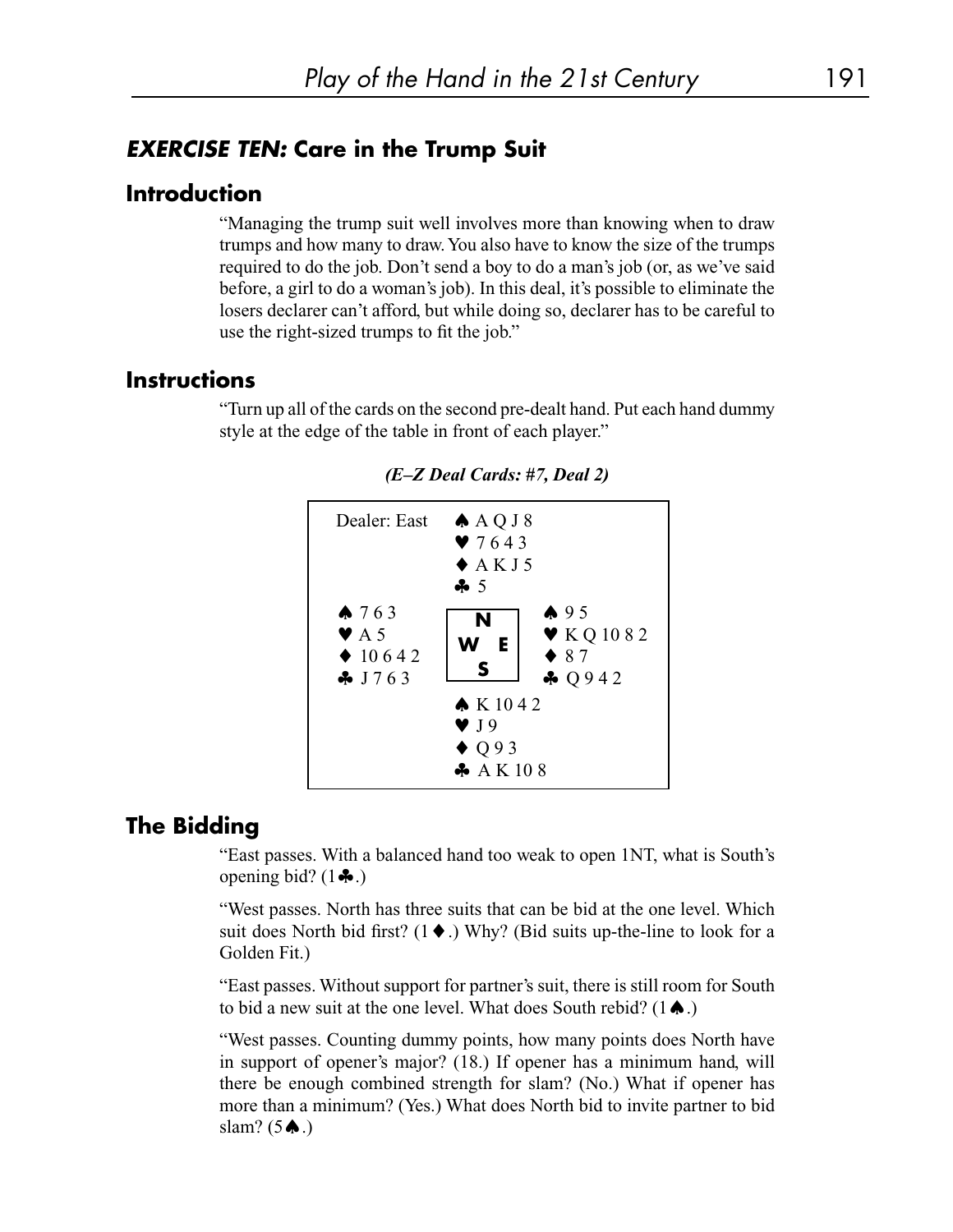## *EXERCISE TEN:* Care in the Trump Suit

### Introduction

"Managing the trump suit well involves more than knowing when to draw trumps and how many to draw. You also have to know the size of the trumps required to do the job. Don't send a boy to do a man's job (or, as we've said before, a girl to do a woman's job). In this deal, it's possible to eliminate the losers declarer can't afford, but while doing so, declarer has to be careful to use the right-sized trumps to fit the job."

### Instructions

"Turn up all of the cards on the second pre-dealt hand. Put each hand dummy style at the edge of the table in front of each player."

***(E–Z Deal Cards: #7, Deal 2)***

Dealer: East

North:
♠ A Q J 8
♥ 7 6 4 3
♦ A K J 5
♣ 5

West:
♠ 7 6 3
♥ A 5
♦ 10 6 4 2
♣ J 7 6 3

East:
♠ 9 5
♥ K Q 10 8 2
♦ 8 7
♣ Q 9 4 2

South:
♠ K 10 4 2
♥ J 9
♦ Q 9 3
♣ A K 10 8

### The Bidding

"East passes. With a balanced hand too weak to open 1NT, what is South's opening bid? (1♣.)

"West passes. North has three suits that can be bid at the one level. Which suit does North bid first? (1♦.) Why? (Bid suits up-the-line to look for a Golden Fit.)

"East passes. Without support for partner's suit, there is still room for South to bid a new suit at the one level. What does South rebid? (1♠.)

"West passes. Counting dummy points, how many points does North have in support of opener's major? (18.) If opener has a minimum hand, will there be enough combined strength for slam? (No.) What if opener has more than a minimum? (Yes.) What does North bid to invite partner to bid slam? (5♠.)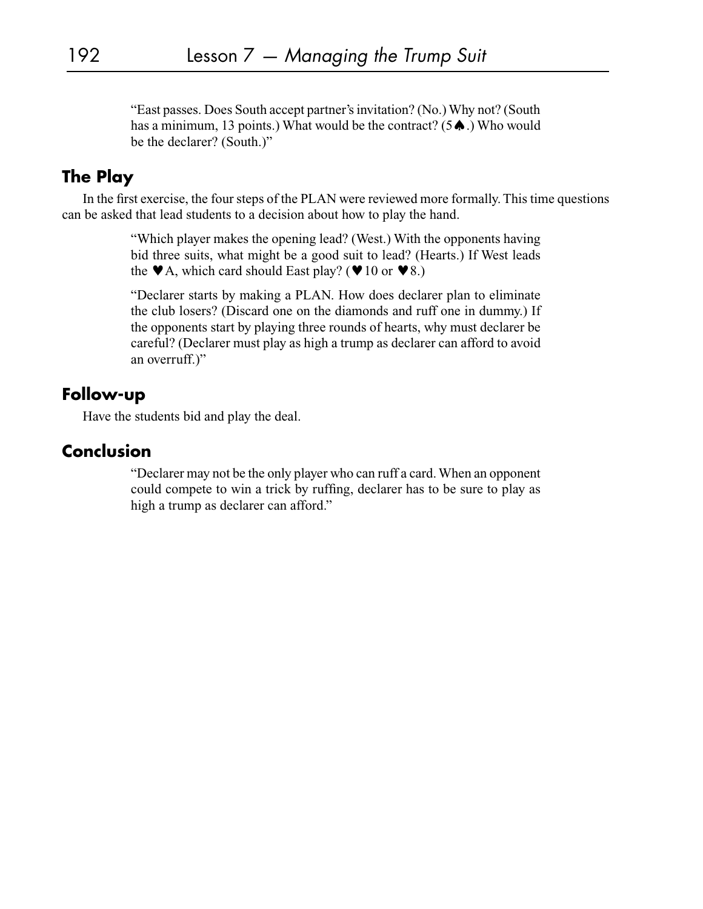"East passes. Does South accept partner's invitation? (No.) Why not? (South has a minimum, 13 points.) What would be the contract? (5♠.) Who would be the declarer? (South.)"

## The Play

In the first exercise, the four steps of the PLAN were reviewed more formally. This time questions can be asked that lead students to a decision about how to play the hand.

> "Which player makes the opening lead? (West.) With the opponents having bid three suits, what might be a good suit to lead? (Hearts.) If West leads the ♥A, which card should East play? (♥10 or ♥8.)
>
> "Declarer starts by making a PLAN. How does declarer plan to eliminate the club losers? (Discard one on the diamonds and ruff one in dummy.) If the opponents start by playing three rounds of hearts, why must declarer be careful? (Declarer must play as high a trump as declarer can afford to avoid an overruff.)"

## Follow-up

Have the students bid and play the deal.

## Conclusion

> "Declarer may not be the only player who can ruff a card. When an opponent could compete to win a trick by ruffing, declarer has to be sure to play as high a trump as declarer can afford."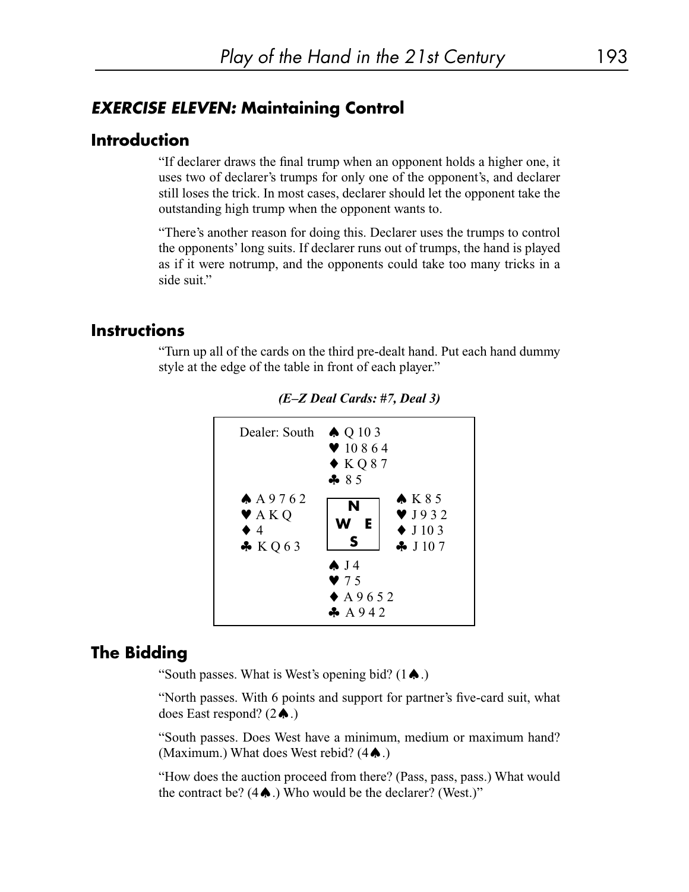## *EXERCISE ELEVEN:* Maintaining Control

### Introduction

"If declarer draws the final trump when an opponent holds a higher one, it uses two of declarer's trumps for only one of the opponent's, and declarer still loses the trick. In most cases, declarer should let the opponent take the outstanding high trump when the opponent wants to.

"There's another reason for doing this. Declarer uses the trumps to control the opponents' long suits. If declarer runs out of trumps, the hand is played as if it were notrump, and the opponents could take too many tricks in a side suit."

### Instructions

"Turn up all of the cards on the third pre-dealt hand. Put each hand dummy style at the edge of the table in front of each player."

***(E–Z Deal Cards: #7, Deal 3)***

| | | |
|---|---|---|
| Dealer: South | ♠ Q 10 3<br>♥ 10 8 6 4<br>♦ K Q 8 7<br>♣ 8 5 | |
| ♠ A 9 7 6 2<br>♥ A K Q<br>♦ 4<br>♣ K Q 6 3 | N<br>W E<br>S | ♠ K 8 5<br>♥ J 9 3 2<br>♦ J 10 3<br>♣ J 10 7 |
| | ♠ J 4<br>♥ 7 5<br>♦ A 9 6 5 2<br>♣ A 9 4 2 | |

### The Bidding

"South passes. What is West's opening bid? (1♠.)

"North passes. With 6 points and support for partner's five-card suit, what does East respond? (2♠.)

"South passes. Does West have a minimum, medium or maximum hand? (Maximum.) What does West rebid? (4♠.)

"How does the auction proceed from there? (Pass, pass, pass.) What would the contract be? (4♠.) Who would be the declarer? (West.)"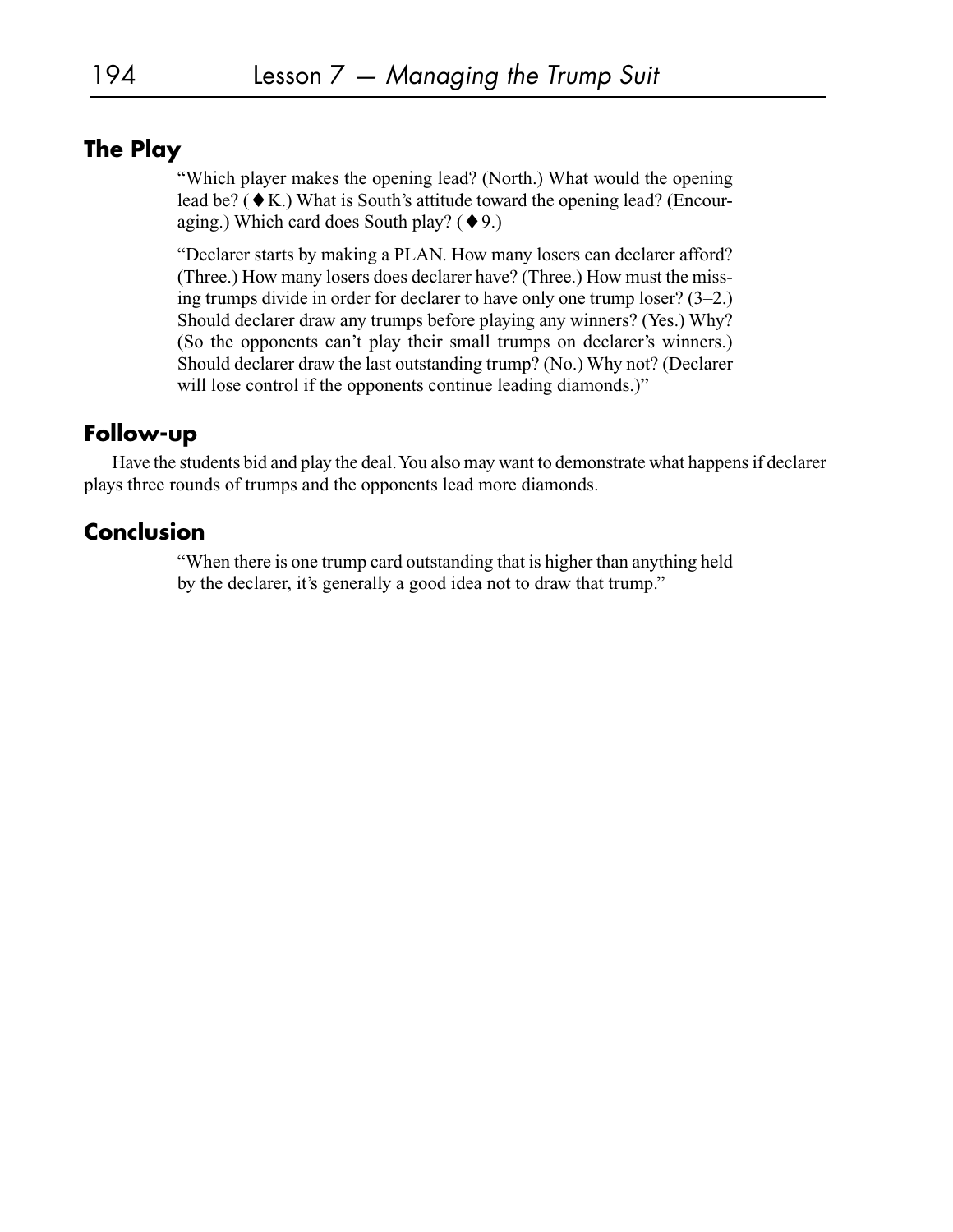## The Play

"Which player makes the opening lead? (North.) What would the opening lead be? (♦K.) What is South's attitude toward the opening lead? (Encouraging.) Which card does South play? (♦9.)

"Declarer starts by making a PLAN. How many losers can declarer afford? (Three.) How many losers does declarer have? (Three.) How must the missing trumps divide in order for declarer to have only one trump loser? (3–2.) Should declarer draw any trumps before playing any winners? (Yes.) Why? (So the opponents can't play their small trumps on declarer's winners.) Should declarer draw the last outstanding trump? (No.) Why not? (Declarer will lose control if the opponents continue leading diamonds.)"

## Follow-up

Have the students bid and play the deal. You also may want to demonstrate what happens if declarer plays three rounds of trumps and the opponents lead more diamonds.

## Conclusion

"When there is one trump card outstanding that is higher than anything held by the declarer, it's generally a good idea not to draw that trump."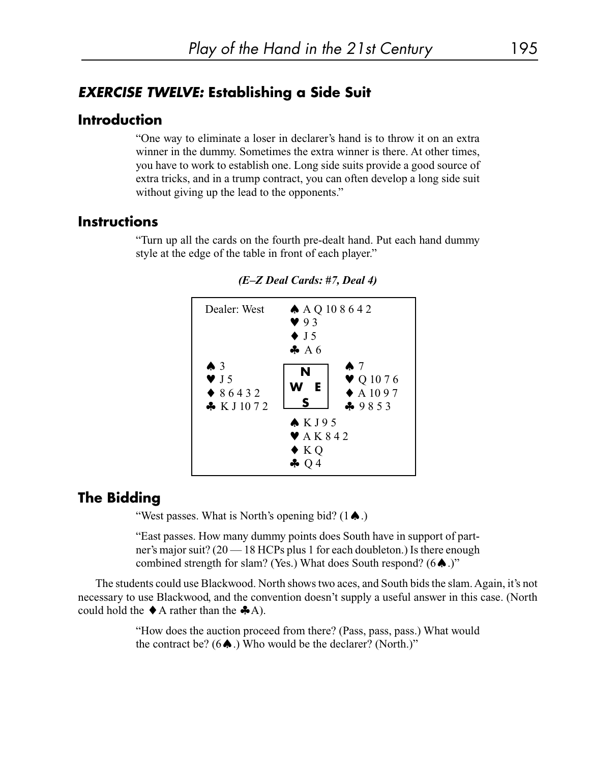## ***EXERCISE TWELVE:* Establishing a Side Suit**

### Introduction

"One way to eliminate a loser in declarer's hand is to throw it on an extra winner in the dummy. Sometimes the extra winner is there. At other times, you have to work to establish one. Long side suits provide a good source of extra tricks, and in a trump contract, you can often develop a long side suit without giving up the lead to the opponents."

### Instructions

"Turn up all the cards on the fourth pre-dealt hand. Put each hand dummy style at the edge of the table in front of each player."

***(E–Z Deal Cards: #7, Deal 4)***

| Dealer: West | North | |
|---|---|---|
| | ♠ A Q 10 8 6 4 2 | |
| | ♥ 9 3 | |
| | ♦ J 5 | |
| | ♣ A 6 | |
| **West** | | **East** |
| ♠ 3 | | ♠ 7 |
| ♥ J 5 | | ♥ Q 10 7 6 |
| ♦ 8 6 4 3 2 | | ♦ A 10 9 7 |
| ♣ K J 10 7 2 | | ♣ 9 8 5 3 |
| | **South** | |
| | ♠ K J 9 5 | |
| | ♥ A K 8 4 2 | |
| | ♦ K Q | |
| | ♣ Q 4 | |

### The Bidding

"West passes. What is North's opening bid? (1♠.)

"East passes. How many dummy points does South have in support of partner's major suit? (20 — 18 HCPs plus 1 for each doubleton.) Is there enough combined strength for slam? (Yes.) What does South respond? (6♠.)"

The students could use Blackwood. North shows two aces, and South bids the slam. Again, it's not necessary to use Blackwood, and the convention doesn't supply a useful answer in this case. (North could hold the ♦A rather than the ♣A).

"How does the auction proceed from there? (Pass, pass, pass.) What would the contract be? (6♠.) Who would be the declarer? (North.)"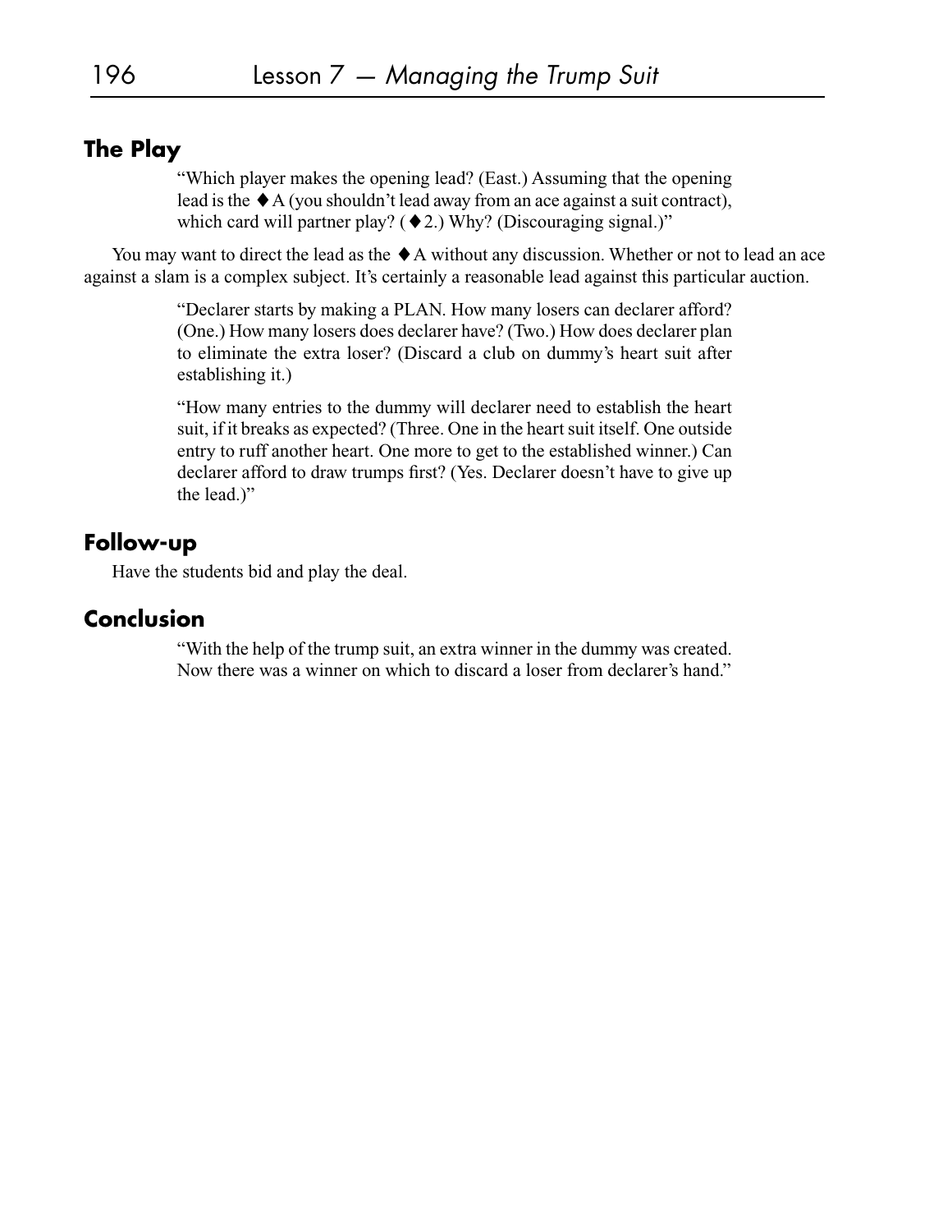## The Play

> "Which player makes the opening lead? (East.) Assuming that the opening lead is the ♦A (you shouldn't lead away from an ace against a suit contract), which card will partner play? (♦2.) Why? (Discouraging signal.)"

You may want to direct the lead as the ♦A without any discussion. Whether or not to lead an ace against a slam is a complex subject. It's certainly a reasonable lead against this particular auction.

> "Declarer starts by making a PLAN. How many losers can declarer afford? (One.) How many losers does declarer have? (Two.) How does declarer plan to eliminate the extra loser? (Discard a club on dummy's heart suit after establishing it.)
>
> "How many entries to the dummy will declarer need to establish the heart suit, if it breaks as expected? (Three. One in the heart suit itself. One outside entry to ruff another heart. One more to get to the established winner.) Can declarer afford to draw trumps first? (Yes. Declarer doesn't have to give up the lead.)"

## Follow-up

Have the students bid and play the deal.

## Conclusion

> "With the help of the trump suit, an extra winner in the dummy was created. Now there was a winner on which to discard a loser from declarer's hand."